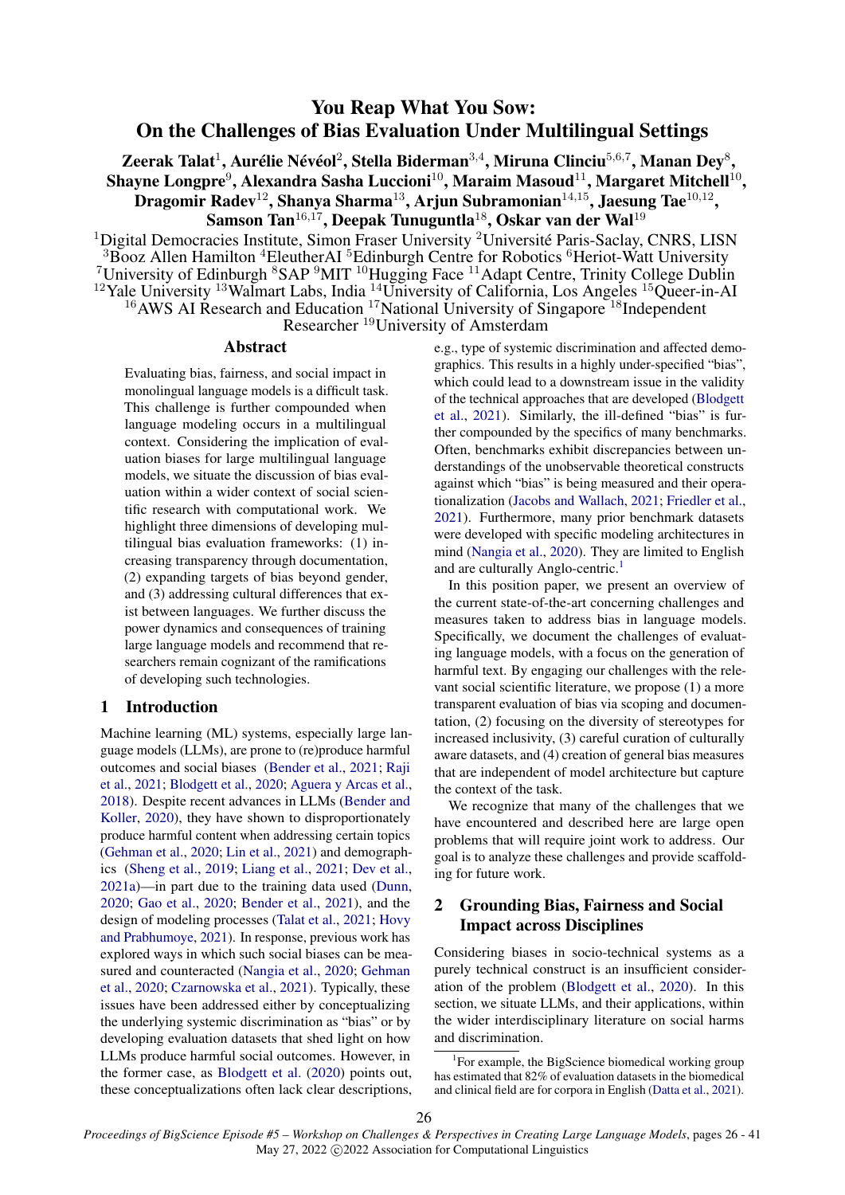# You Reap What You Sow: On the Challenges of Bias Evaluation Under Multilingual Settings

**Zeerak Talat[1], Aurélie Névéol[2], Stella Biderman[3,4], Miruna Clinciu[5,6,7], Manan Dey[8], Shayne Longpre[9], Alexandra Sasha Luccioni[10], Maraim Masoud[11], Margaret Mitchell[10], Dragomir Radev[12], Shanya Sharma[13], Arjun Subramonian[14,15], Jaesung Tae[10,12], Samson Tan[16,17], Deepak Tunuguntla[18], Oskar van der Wal[19]**

[1]Digital Democracies Institute, Simon Fraser University [2]Université Paris-Saclay, CNRS, LISN [3]Booz Allen Hamilton [4]EleutherAI [5]Edinburgh Centre for Robotics [6]Heriot-Watt University [7]University of Edinburgh [8]SAP [9]MIT [10]Hugging Face [11]Adapt Centre, Trinity College Dublin [12]Yale University [13]Walmart Labs, India [14]University of California, Los Angeles [15]Queer-in-AI [16]AWS AI Research and Education [17]National University of Singapore [18]Independent Researcher [19]University of Amsterdam

## Abstract

Evaluating bias, fairness, and social impact in monolingual language models is a difficult task. This challenge is further compounded when language modeling occurs in a multilingual context. Considering the implication of evaluation biases for large multilingual language models, we situate the discussion of bias evaluation within a wider context of social scientific research with computational work. We highlight three dimensions of developing multilingual bias evaluation frameworks: (1) increasing transparency through documentation, (2) expanding targets of bias beyond gender, and (3) addressing cultural differences that exist between languages. We further discuss the power dynamics and consequences of training large language models and recommend that researchers remain cognizant of the ramifications of developing such technologies.

## 1 Introduction

Machine learning (ML) systems, especially large language models (LLMs), are prone to (re)produce harmful outcomes and social biases (Bender et al., 2021; Raji et al., 2021; Blodgett et al., 2020; Aguera y Arcas et al., 2018). Despite recent advances in LLMs (Bender and Koller, 2020), they have shown to disproportionately produce harmful content when addressing certain topics (Gehman et al., 2020; Lin et al., 2021) and demographics (Sheng et al., 2019; Liang et al., 2021; Dev et al., 2021a)—in part due to the training data used (Dunn, 2020; Gao et al., 2020; Bender et al., 2021), and the design of modeling processes (Talat et al., 2021; Hovy and Prabhumoye, 2021). In response, previous work has explored ways in which such social biases can be measured and counteracted (Nangia et al., 2020; Gehman et al., 2020; Czarnowska et al., 2021). Typically, these issues have been addressed either by conceptualizing the underlying systemic discrimination as "bias" or by developing evaluation datasets that shed light on how LLMs produce harmful social outcomes. However, in the former case, as Blodgett et al. (2020) points out, these conceptualizations often lack clear descriptions, e.g., type of systemic discrimination and affected demographics. This results in a highly under-specified "bias", which could lead to a downstream issue in the validity of the technical approaches that are developed (Blodgett et al., 2021). Similarly, the ill-defined "bias" is further compounded by the specifics of many benchmarks. Often, benchmarks exhibit discrepancies between understandings of the unobservable theoretical constructs against which "bias" is being measured and their operationalization (Jacobs and Wallach, 2021; Friedler et al., 2021). Furthermore, many prior benchmark datasets were developed with specific modeling architectures in mind (Nangia et al., 2020). They are limited to English and are culturally Anglo-centric.[1]

In this position paper, we present an overview of the current state-of-the-art concerning challenges and measures taken to address bias in language models. Specifically, we document the challenges of evaluating language models, with a focus on the generation of harmful text. By engaging our challenges with the relevant social scientific literature, we propose (1) a more transparent evaluation of bias via scoping and documentation, (2) focusing on the diversity of stereotypes for increased inclusivity, (3) careful curation of culturally aware datasets, and (4) creation of general bias measures that are independent of model architecture but capture the context of the task.

We recognize that many of the challenges that we have encountered and described here are large open problems that will require joint work to address. Our goal is to analyze these challenges and provide scaffolding for future work.

## 2 Grounding Bias, Fairness and Social Impact across Disciplines

Considering biases in socio-technical systems as a purely technical construct is an insufficient consideration of the problem (Blodgett et al., 2020). In this section, we situate LLMs, and their applications, within the wider interdisciplinary literature on social harms and discrimination.

[1]For example, the BigScience biomedical working group has estimated that 82% of evaluation datasets in the biomedical and clinical field are for corpora in English (Datta et al., 2021).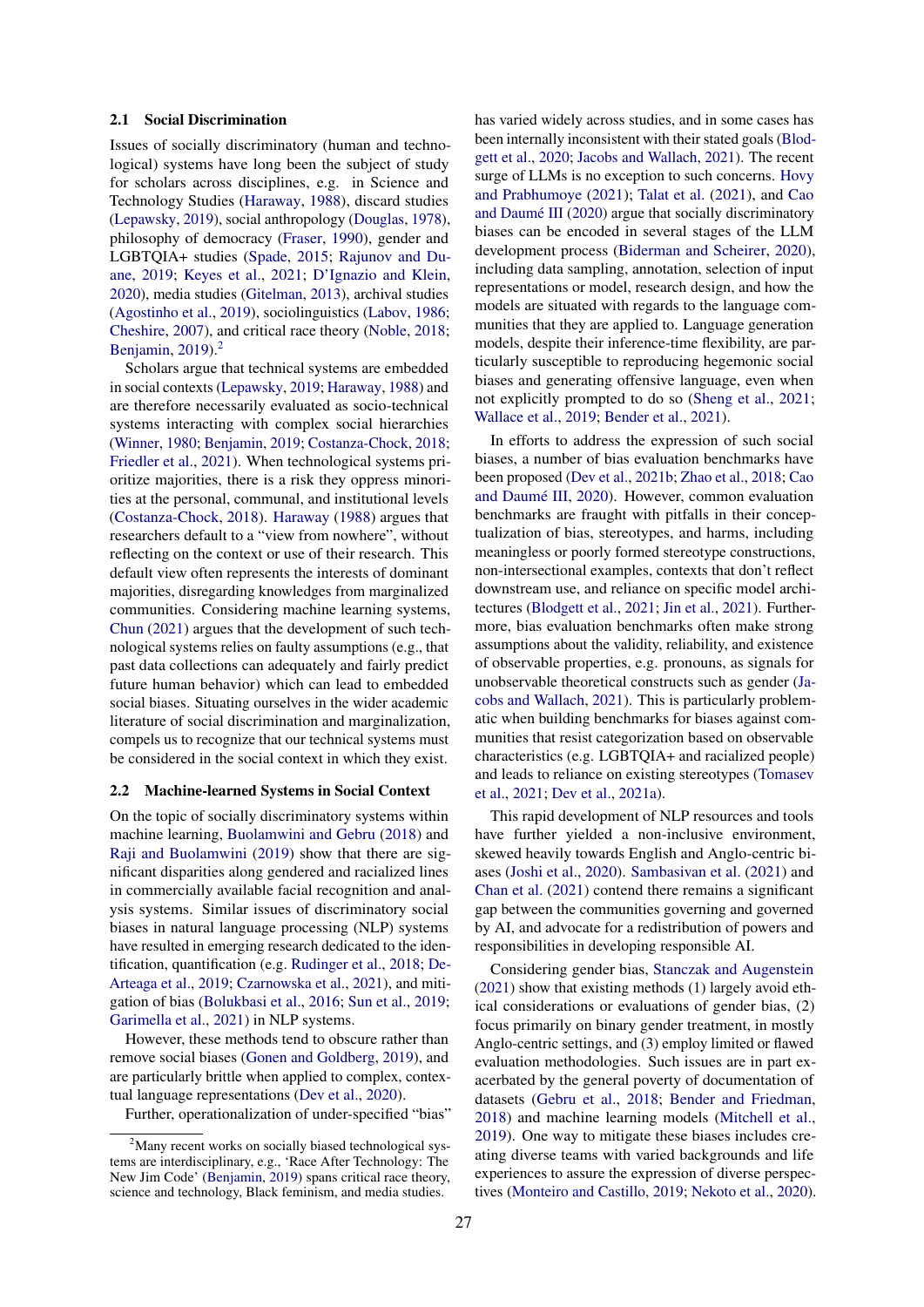### 2.1 Social Discrimination

Issues of socially discriminatory (human and technological) systems have long been the subject of study for scholars across disciplines, e.g. in Science and Technology Studies (Haraway, 1988), discard studies (Lepawsky, 2019), social anthropology (Douglas, 1978), philosophy of democracy (Fraser, 1990), gender and LGBTQIA+ studies (Spade, 2015; Rajunov and Duane, 2019; Keyes et al., 2021; D'Ignazio and Klein, 2020), media studies (Gitelman, 2013), archival studies (Agostinho et al., 2019), sociolinguistics (Labov, 1986; Cheshire, 2007), and critical race theory (Noble, 2018; Benjamin, 2019).[2]

Scholars argue that technical systems are embedded in social contexts (Lepawsky, 2019; Haraway, 1988) and are therefore necessarily evaluated as socio-technical systems interacting with complex social hierarchies (Winner, 1980; Benjamin, 2019; Costanza-Chock, 2018; Friedler et al., 2021). When technological systems prioritize majorities, there is a risk they oppress minorities at the personal, communal, and institutional levels (Costanza-Chock, 2018). Haraway (1988) argues that researchers default to a "view from nowhere", without reflecting on the context or use of their research. This default view often represents the interests of dominant majorities, disregarding knowledges from marginalized communities. Considering machine learning systems, Chun (2021) argues that the development of such technological systems relies on faulty assumptions (e.g., that past data collections can adequately and fairly predict future human behavior) which can lead to embedded social biases. Situating ourselves in the wider academic literature of social discrimination and marginalization, compels us to recognize that our technical systems must be considered in the social context in which they exist.

### 2.2 Machine-learned Systems in Social Context

On the topic of socially discriminatory systems within machine learning, Buolamwini and Gebru (2018) and Raji and Buolamwini (2019) show that there are significant disparities along gendered and racialized lines in commercially available facial recognition and analysis systems. Similar issues of discriminatory social biases in natural language processing (NLP) systems have resulted in emerging research dedicated to the identification, quantification (e.g. Rudinger et al., 2018; De-Arteaga et al., 2019; Czarnowska et al., 2021), and mitigation of bias (Bolukbasi et al., 2016; Sun et al., 2019; Garimella et al., 2021) in NLP systems.

However, these methods tend to obscure rather than remove social biases (Gonen and Goldberg, 2019), and are particularly brittle when applied to complex, contextual language representations (Dev et al., 2020).

Further, operationalization of under-specified "bias" has varied widely across studies, and in some cases has been internally inconsistent with their stated goals (Blodgett et al., 2020; Jacobs and Wallach, 2021). The recent surge of LLMs is no exception to such concerns. Hovy and Prabhumoye (2021); Talat et al. (2021), and Cao and Daumé III (2020) argue that socially discriminatory biases can be encoded in several stages of the LLM development process (Biderman and Scheirer, 2020), including data sampling, annotation, selection of input representations or model, research design, and how the models are situated with regards to the language communities that they are applied to. Language generation models, despite their inference-time flexibility, are particularly susceptible to reproducing hegemonic social biases and generating offensive language, even when not explicitly prompted to do so (Sheng et al., 2021; Wallace et al., 2019; Bender et al., 2021).

In efforts to address the expression of such social biases, a number of bias evaluation benchmarks have been proposed (Dev et al., 2021b; Zhao et al., 2018; Cao and Daumé III, 2020). However, common evaluation benchmarks are fraught with pitfalls in their conceptualization of bias, stereotypes, and harms, including meaningless or poorly formed stereotype constructions, non-intersectional examples, contexts that don't reflect downstream use, and reliance on specific model architectures (Blodgett et al., 2021; Jin et al., 2021). Furthermore, bias evaluation benchmarks often make strong assumptions about the validity, reliability, and existence of observable properties, e.g. pronouns, as signals for unobservable theoretical constructs such as gender (Jacobs and Wallach, 2021). This is particularly problematic when building benchmarks for biases against communities that resist categorization based on observable characteristics (e.g. LGBTQIA+ and racialized people) and leads to reliance on existing stereotypes (Tomasev et al., 2021; Dev et al., 2021a).

This rapid development of NLP resources and tools have further yielded a non-inclusive environment, skewed heavily towards English and Anglo-centric biases (Joshi et al., 2020). Sambasivan et al. (2021) and Chan et al. (2021) contend there remains a significant gap between the communities governing and governed by AI, and advocate for a redistribution of powers and responsibilities in developing responsible AI.

Considering gender bias, Stanczak and Augenstein (2021) show that existing methods (1) largely avoid ethical considerations or evaluations of gender bias, (2) focus primarily on binary gender treatment, in mostly Anglo-centric settings, and (3) employ limited or flawed evaluation methodologies. Such issues are in part exacerbated by the general poverty of documentation of datasets (Gebru et al., 2018; Bender and Friedman, 2018) and machine learning models (Mitchell et al., 2019). One way to mitigate these biases includes creating diverse teams with varied backgrounds and life experiences to assure the expression of diverse perspectives (Monteiro and Castillo, 2019; Nekoto et al., 2020).

[2] Many recent works on socially biased technological systems are interdisciplinary, e.g., 'Race After Technology: The New Jim Code' (Benjamin, 2019) spans critical race theory, science and technology, Black feminism, and media studies.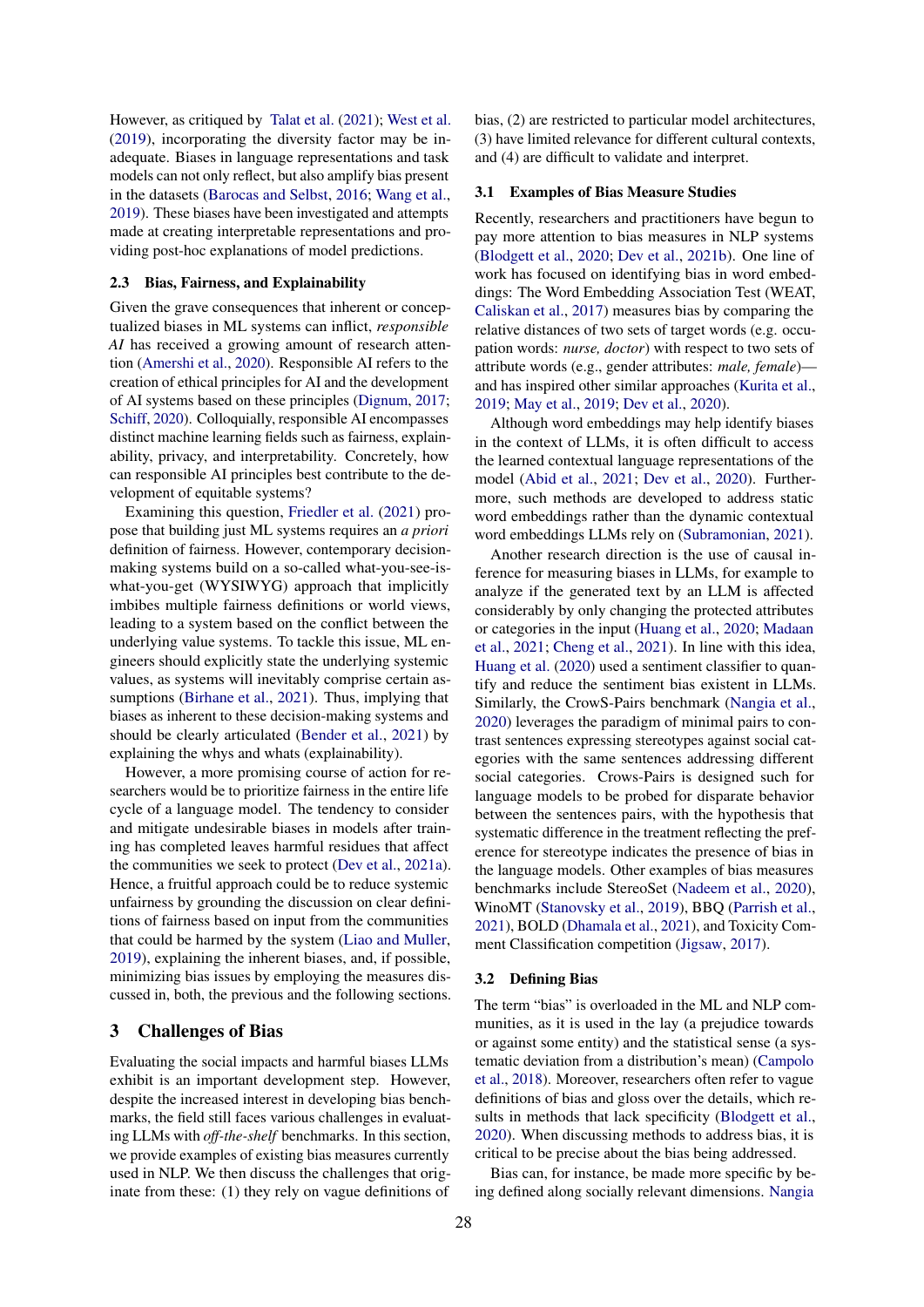However, as critiqued by Talat et al. (2021); West et al. (2019), incorporating the diversity factor may be inadequate. Biases in language representations and task models can not only reflect, but also amplify bias present in the datasets (Barocas and Selbst, 2016; Wang et al., 2019). These biases have been investigated and attempts made at creating interpretable representations and providing post-hoc explanations of model predictions.

### 2.3 Bias, Fairness, and Explainability

Given the grave consequences that inherent or conceptualized biases in ML systems can inflict, *responsible AI* has received a growing amount of research attention (Amershi et al., 2020). Responsible AI refers to the creation of ethical principles for AI and the development of AI systems based on these principles (Dignum, 2017; Schiff, 2020). Colloquially, responsible AI encompasses distinct machine learning fields such as fairness, explainability, privacy, and interpretability. Concretely, how can responsible AI principles best contribute to the development of equitable systems?

Examining this question, Friedler et al. (2021) propose that building just ML systems requires an *a priori* definition of fairness. However, contemporary decision-making systems build on a so-called what-you-see-is-what-you-get (WYSIWYG) approach that implicitly imbibes multiple fairness definitions or world views, leading to a system based on the conflict between the underlying value systems. To tackle this issue, ML engineers should explicitly state the underlying systemic values, as systems will inevitably comprise certain assumptions (Birhane et al., 2021). Thus, implying that biases as inherent to these decision-making systems and should be clearly articulated (Bender et al., 2021) by explaining the whys and whats (explainability).

However, a more promising course of action for researchers would be to prioritize fairness in the entire life cycle of a language model. The tendency to consider and mitigate undesirable biases in models after training has completed leaves harmful residues that affect the communities we seek to protect (Dev et al., 2021a). Hence, a fruitful approach could be to reduce systemic unfairness by grounding the discussion on clear definitions of fairness based on input from the communities that could be harmed by the system (Liao and Muller, 2019), explaining the inherent biases, and, if possible, minimizing bias issues by employing the measures discussed in, both, the previous and the following sections.

## 3 Challenges of Bias

Evaluating the social impacts and harmful biases LLMs exhibit is an important development step. However, despite the increased interest in developing bias benchmarks, the field still faces various challenges in evaluating LLMs with *off-the-shelf* benchmarks. In this section, we provide examples of existing bias measures currently used in NLP. We then discuss the challenges that originate from these: (1) they rely on vague definitions of bias, (2) are restricted to particular model architectures, (3) have limited relevance for different cultural contexts, and (4) are difficult to validate and interpret.

### 3.1 Examples of Bias Measure Studies

Recently, researchers and practitioners have begun to pay more attention to bias measures in NLP systems (Blodgett et al., 2020; Dev et al., 2021b). One line of work has focused on identifying bias in word embeddings: The Word Embedding Association Test (WEAT, Caliskan et al., 2017) measures bias by comparing the relative distances of two sets of target words (e.g. occupation words: *nurse, doctor*) with respect to two sets of attribute words (e.g., gender attributes: *male, female*)—and has inspired other similar approaches (Kurita et al., 2019; May et al., 2019; Dev et al., 2020).

Although word embeddings may help identify biases in the context of LLMs, it is often difficult to access the learned contextual language representations of the model (Abid et al., 2021; Dev et al., 2020). Furthermore, such methods are developed to address static word embeddings rather than the dynamic contextual word embeddings LLMs rely on (Subramonian, 2021).

Another research direction is the use of causal inference for measuring biases in LLMs, for example to analyze if the generated text by an LLM is affected considerably by only changing the protected attributes or categories in the input (Huang et al., 2020; Madaan et al., 2021; Cheng et al., 2021). In line with this idea, Huang et al. (2020) used a sentiment classifier to quantify and reduce the sentiment bias existent in LLMs. Similarly, the CrowS-Pairs benchmark (Nangia et al., 2020) leverages the paradigm of minimal pairs to contrast sentences expressing stereotypes against social categories with the same sentences addressing different social categories. Crows-Pairs is designed such for language models to be probed for disparate behavior between the sentences pairs, with the hypothesis that systematic difference in the treatment reflecting the preference for stereotype indicates the presence of bias in the language models. Other examples of bias measures benchmarks include StereoSet (Nadeem et al., 2020), WinoMT (Stanovsky et al., 2019), BBQ (Parrish et al., 2021), BOLD (Dhamala et al., 2021), and Toxicity Comment Classification competition (Jigsaw, 2017).

### 3.2 Defining Bias

The term "bias" is overloaded in the ML and NLP communities, as it is used in the lay (a prejudice towards or against some entity) and the statistical sense (a systematic deviation from a distribution's mean) (Campolo et al., 2018). Moreover, researchers often refer to vague definitions of bias and gloss over the details, which results in methods that lack specificity (Blodgett et al., 2020). When discussing methods to address bias, it is critical to be precise about the bias being addressed.

Bias can, for instance, be made more specific by being defined along socially relevant dimensions. Nangia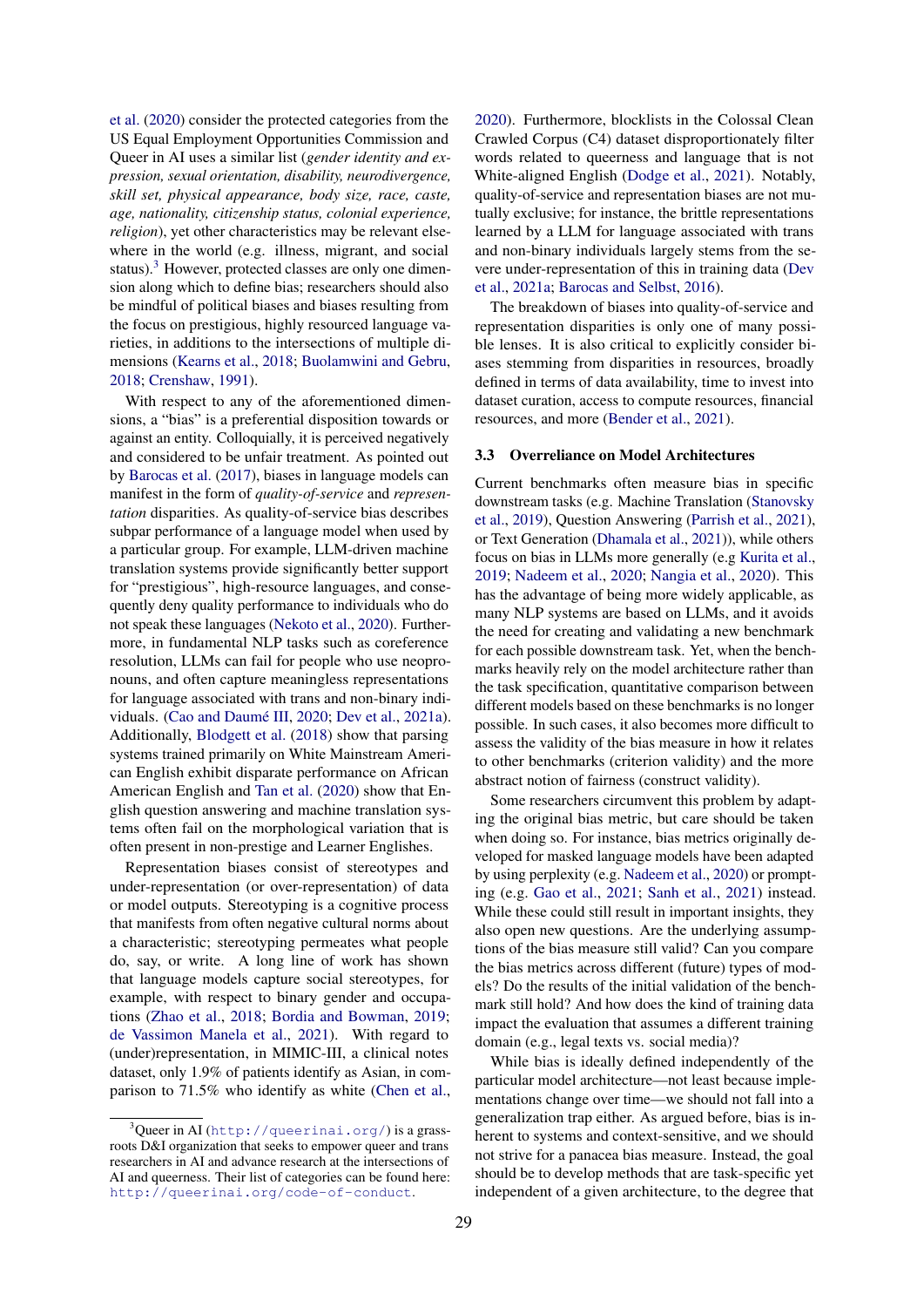et al. (2020) consider the protected categories from the US Equal Employment Opportunities Commission and Queer in AI uses a similar list (*gender identity and expression, sexual orientation, disability, neurodivergence, skill set, physical appearance, body size, race, caste, age, nationality, citizenship status, colonial experience, religion*), yet other characteristics may be relevant elsewhere in the world (e.g. illness, migrant, and social status).[3] However, protected classes are only one dimension along which to define bias; researchers should also be mindful of political biases and biases resulting from the focus on prestigious, highly resourced language varieties, in additions to the intersections of multiple dimensions (Kearns et al., 2018; Buolamwini and Gebru, 2018; Crenshaw, 1991).

With respect to any of the aforementioned dimensions, a "bias" is a preferential disposition towards or against an entity. Colloquially, it is perceived negatively and considered to be unfair treatment. As pointed out by Barocas et al. (2017), biases in language models can manifest in the form of *quality-of-service* and *representation* disparities. As quality-of-service bias describes subpar performance of a language model when used by a particular group. For example, LLM-driven machine translation systems provide significantly better support for "prestigious", high-resource languages, and consequently deny quality performance to individuals who do not speak these languages (Nekoto et al., 2020). Furthermore, in fundamental NLP tasks such as coreference resolution, LLMs can fail for people who use neopronouns, and often capture meaningless representations for language associated with trans and non-binary individuals. (Cao and Daumé III, 2020; Dev et al., 2021a). Additionally, Blodgett et al. (2018) show that parsing systems trained primarily on White Mainstream American English exhibit disparate performance on African American English and Tan et al. (2020) show that English question answering and machine translation systems often fail on the morphological variation that is often present in non-prestige and Learner Englishes.

Representation biases consist of stereotypes and under-representation (or over-representation) of data or model outputs. Stereotyping is a cognitive process that manifests from often negative cultural norms about a characteristic; stereotyping permeates what people do, say, or write. A long line of work has shown that language models capture social stereotypes, for example, with respect to binary gender and occupations (Zhao et al., 2018; Bordia and Bowman, 2019; de Vassimon Manela et al., 2021). With regard to (under)representation, in MIMIC-III, a clinical notes dataset, only 1.9% of patients identify as Asian, in comparison to 71.5% who identify as white (Chen et al., 2020). Furthermore, blocklists in the Colossal Clean Crawled Corpus (C4) dataset disproportionately filter words related to queerness and language that is not White-aligned English (Dodge et al., 2021). Notably, quality-of-service and representation biases are not mutually exclusive; for instance, the brittle representations learned by a LLM for language associated with trans and non-binary individuals largely stems from the severe under-representation of this in training data (Dev et al., 2021a; Barocas and Selbst, 2016).

The breakdown of biases into quality-of-service and representation disparities is only one of many possible lenses. It is also critical to explicitly consider biases stemming from disparities in resources, broadly defined in terms of data availability, time to invest into dataset curation, access to compute resources, financial resources, and more (Bender et al., 2021).

### 3.3 Overreliance on Model Architectures

Current benchmarks often measure bias in specific downstream tasks (e.g. Machine Translation (Stanovsky et al., 2019), Question Answering (Parrish et al., 2021), or Text Generation (Dhamala et al., 2021)), while others focus on bias in LLMs more generally (e.g Kurita et al., 2019; Nadeem et al., 2020; Nangia et al., 2020). This has the advantage of being more widely applicable, as many NLP systems are based on LLMs, and it avoids the need for creating and validating a new benchmark for each possible downstream task. Yet, when the benchmarks heavily rely on the model architecture rather than the task specification, quantitative comparison between different models based on these benchmarks is no longer possible. In such cases, it also becomes more difficult to assess the validity of the bias measure in how it relates to other benchmarks (criterion validity) and the more abstract notion of fairness (construct validity).

Some researchers circumvent this problem by adapting the original bias metric, but care should be taken when doing so. For instance, bias metrics originally developed for masked language models have been adapted by using perplexity (e.g. Nadeem et al., 2020) or prompting (e.g. Gao et al., 2021; Sanh et al., 2021) instead. While these could still result in important insights, they also open new questions. Are the underlying assumptions of the bias measure still valid? Can you compare the bias metrics across different (future) types of models? Do the results of the initial validation of the benchmark still hold? And how does the kind of training data impact the evaluation that assumes a different training domain (e.g., legal texts vs. social media)?

While bias is ideally defined independently of the particular model architecture—not least because implementations change over time—we should not fall into a generalization trap either. As argued before, bias is inherent to systems and context-sensitive, and we should not strive for a panacea bias measure. Instead, the goal should be to develop methods that are task-specific yet independent of a given architecture, to the degree that

[3] Queer in AI (http://queerinai.org/) is a grassroots D&I organization that seeks to empower queer and trans researchers in AI and advance research at the intersections of AI and queerness. Their list of categories can be found here: http://queerinai.org/code-of-conduct.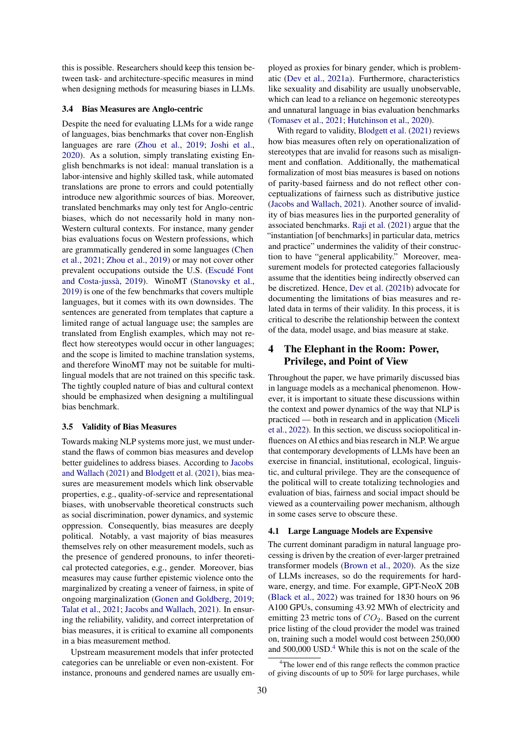this is possible. Researchers should keep this tension between task- and architecture-specific measures in mind when designing methods for measuring biases in LLMs.

### 3.4 Bias Measures are Anglo-centric

Despite the need for evaluating LLMs for a wide range of languages, bias benchmarks that cover non-English languages are rare (Zhou et al., 2019; Joshi et al., 2020). As a solution, simply translating existing English benchmarks is not ideal: manual translation is a labor-intensive and highly skilled task, while automated translations are prone to errors and could potentially introduce new algorithmic sources of bias. Moreover, translated benchmarks may only test for Anglo-centric biases, which do not necessarily hold in many non-Western cultural contexts. For instance, many gender bias evaluations focus on Western professions, which are grammatically gendered in some languages (Chen et al., 2021; Zhou et al., 2019) or may not cover other prevalent occupations outside the U.S. (Escudé Font and Costa-jussà, 2019). WinoMT (Stanovsky et al., 2019) is one of the few benchmarks that covers multiple languages, but it comes with its own downsides. The sentences are generated from templates that capture a limited range of actual language use; the samples are translated from English examples, which may not reflect how stereotypes would occur in other languages; and the scope is limited to machine translation systems, and therefore WinoMT may not be suitable for multilingual models that are not trained on this specific task. The tightly coupled nature of bias and cultural context should be emphasized when designing a multilingual bias benchmark.

### 3.5 Validity of Bias Measures

Towards making NLP systems more just, we must understand the flaws of common bias measures and develop better guidelines to address biases. According to Jacobs and Wallach (2021) and Blodgett et al. (2021), bias measures are measurement models which link observable properties, e.g., quality-of-service and representational biases, with unobservable theoretical constructs such as social discrimination, power dynamics, and systemic oppression. Consequently, bias measures are deeply political. Notably, a vast majority of bias measures themselves rely on other measurement models, such as the presence of gendered pronouns, to infer theoretical protected categories, e.g., gender. Moreover, bias measures may cause further epistemic violence onto the marginalized by creating a veneer of fairness, in spite of ongoing marginalization (Gonen and Goldberg, 2019; Talat et al., 2021; Jacobs and Wallach, 2021). In ensuring the reliability, validity, and correct interpretation of bias measures, it is critical to examine all components in a bias measurement method.

Upstream measurement models that infer protected categories can be unreliable or even non-existent. For instance, pronouns and gendered names are usually employed as proxies for binary gender, which is problematic (Dev et al., 2021a). Furthermore, characteristics like sexuality and disability are usually unobservable, which can lead to a reliance on hegemonic stereotypes and unnatural language in bias evaluation benchmarks (Tomasev et al., 2021; Hutchinson et al., 2020).

With regard to validity, Blodgett et al. (2021) reviews how bias measures often rely on operationalization of stereotypes that are invalid for reasons such as misalignment and conflation. Additionally, the mathematical formalization of most bias measures is based on notions of parity-based fairness and do not reflect other conceptualizations of fairness such as distributive justice (Jacobs and Wallach, 2021). Another source of invalidity of bias measures lies in the purported generality of associated benchmarks. Raji et al. (2021) argue that the "instantiation [of benchmarks] in particular data, metrics and practice" undermines the validity of their construction to have "general applicability." Moreover, measurement models for protected categories fallaciously assume that the identities being indirectly observed can be discretized. Hence, Dev et al. (2021b) advocate for documenting the limitations of bias measures and related data in terms of their validity. In this process, it is critical to describe the relationship between the context of the data, model usage, and bias measure at stake.

## 4 The Elephant in the Room: Power, Privilege, and Point of View

Throughout the paper, we have primarily discussed bias in language models as a mechanical phenomenon. However, it is important to situate these discussions within the context and power dynamics of the way that NLP is practiced — both in research and in application (Miceli et al., 2022). In this section, we discuss sociopolitical influences on AI ethics and bias research in NLP. We argue that contemporary developments of LLMs have been an exercise in financial, institutional, ecological, linguistic, and cultural privilege. They are the consequence of the political will to create totalizing technologies and evaluation of bias, fairness and social impact should be viewed as a countervailing power mechanism, although in some cases serve to obscure these.

### 4.1 Large Language Models are Expensive

The current dominant paradigm in natural language processing is driven by the creation of ever-larger pretrained transformer models (Brown et al., 2020). As the size of LLMs increases, so do the requirements for hardware, energy, and time. For example, GPT-NeoX 20B (Black et al., 2022) was trained for 1830 hours on 96 A100 GPUs, consuming 43.92 MWh of electricity and emitting 23 metric tons of $CO_2$. Based on the current price listing of the cloud provider the model was trained on, training such a model would cost between 250,000 and 500,000 USD.[4] While this is not on the scale of the

[4] The lower end of this range reflects the common practice of giving discounts of up to 50% for large purchases, while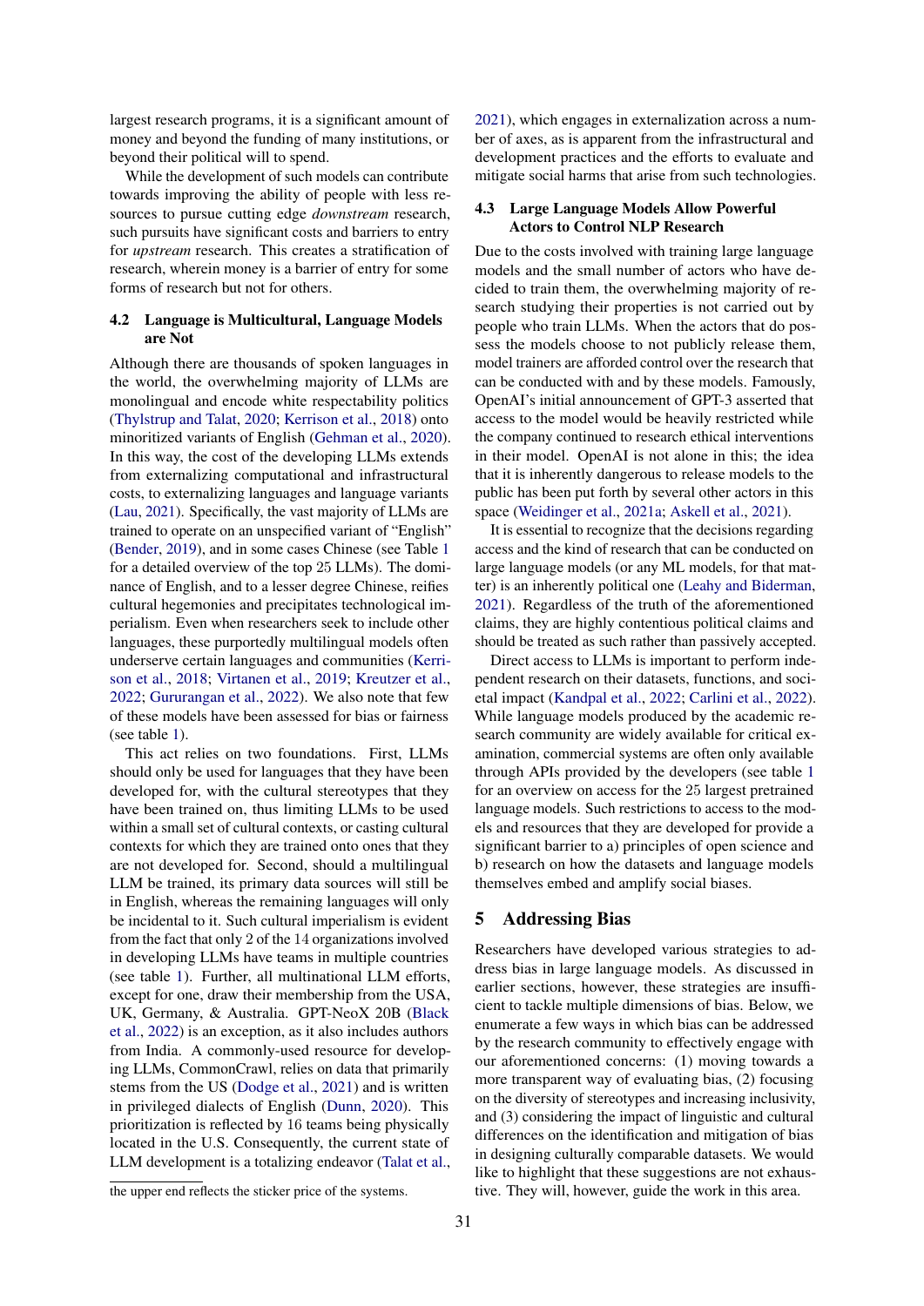largest research programs, it is a significant amount of money and beyond the funding of many institutions, or beyond their political will to spend.

While the development of such models can contribute towards improving the ability of people with less resources to pursue cutting edge *downstream* research, such pursuits have significant costs and barriers to entry for *upstream* research. This creates a stratification of research, wherein money is a barrier of entry for some forms of research but not for others.

### 4.2 Language is Multicultural, Language Models are Not

Although there are thousands of spoken languages in the world, the overwhelming majority of LLMs are monolingual and encode white respectability politics (Thylstrup and Talat, 2020; Kerrison et al., 2018) onto minoritized variants of English (Gehman et al., 2020). In this way, the cost of the developing LLMs extends from externalizing computational and infrastructural costs, to externalizing languages and language variants (Lau, 2021). Specifically, the vast majority of LLMs are trained to operate on an unspecified variant of "English" (Bender, 2019), and in some cases Chinese (see Table 1 for a detailed overview of the top 25 LLMs). The dominance of English, and to a lesser degree Chinese, reifies cultural hegemonies and precipitates technological imperialism. Even when researchers seek to include other languages, these purportedly multilingual models often underserve certain languages and communities (Kerrison et al., 2018; Virtanen et al., 2019; Kreutzer et al., 2022; Gururangan et al., 2022). We also note that few of these models have been assessed for bias or fairness (see table 1).

This act relies on two foundations. First, LLMs should only be used for languages that they have been developed for, with the cultural stereotypes that they have been trained on, thus limiting LLMs to be used within a small set of cultural contexts, or casting cultural contexts for which they are trained onto ones that they are not developed for. Second, should a multilingual LLM be trained, its primary data sources will still be in English, whereas the remaining languages will only be incidental to it. Such cultural imperialism is evident from the fact that only 2 of the 14 organizations involved in developing LLMs have teams in multiple countries (see table 1). Further, all multinational LLM efforts, except for one, draw their membership from the USA, UK, Germany, & Australia. GPT-NeoX 20B (Black et al., 2022) is an exception, as it also includes authors from India. A commonly-used resource for developing LLMs, CommonCrawl, relies on data that primarily stems from the US (Dodge et al., 2021) and is written in privileged dialects of English (Dunn, 2020). This prioritization is reflected by 16 teams being physically located in the U.S. Consequently, the current state of LLM development is a totalizing endeavor (Talat et al., 2021), which engages in externalization across a number of axes, as is apparent from the infrastructural and development practices and the efforts to evaluate and mitigate social harms that arise from such technologies.

### 4.3 Large Language Models Allow Powerful Actors to Control NLP Research

Due to the costs involved with training large language models and the small number of actors who have decided to train them, the overwhelming majority of research studying their properties is not carried out by people who train LLMs. When the actors that do possess the models choose to not publicly release them, model trainers are afforded control over the research that can be conducted with and by these models. Famously, OpenAI's initial announcement of GPT-3 asserted that access to the model would be heavily restricted while the company continued to research ethical interventions in their model. OpenAI is not alone in this; the idea that it is inherently dangerous to release models to the public has been put forth by several other actors in this space (Weidinger et al., 2021a; Askell et al., 2021).

It is essential to recognize that the decisions regarding access and the kind of research that can be conducted on large language models (or any ML models, for that matter) is an inherently political one (Leahy and Biderman, 2021). Regardless of the truth of the aforementioned claims, they are highly contentious political claims and should be treated as such rather than passively accepted.

Direct access to LLMs is important to perform independent research on their datasets, functions, and societal impact (Kandpal et al., 2022; Carlini et al., 2022). While language models produced by the academic research community are widely available for critical examination, commercial systems are often only available through APIs provided by the developers (see table 1 for an overview on access for the 25 largest pretrained language models. Such restrictions to access to the models and resources that they are developed for provide a significant barrier to a) principles of open science and b) research on how the datasets and language models themselves embed and amplify social biases.

## 5 Addressing Bias

Researchers have developed various strategies to address bias in large language models. As discussed in earlier sections, however, these strategies are insufficient to tackle multiple dimensions of bias. Below, we enumerate a few ways in which bias can be addressed by the research community to effectively engage with our aforementioned concerns: (1) moving towards a more transparent way of evaluating bias, (2) focusing on the diversity of stereotypes and increasing inclusivity, and (3) considering the impact of linguistic and cultural differences on the identification and mitigation of bias in designing culturally comparable datasets. We would like to highlight that these suggestions are not exhaustive. They will, however, guide the work in this area.

the upper end reflects the sticker price of the systems.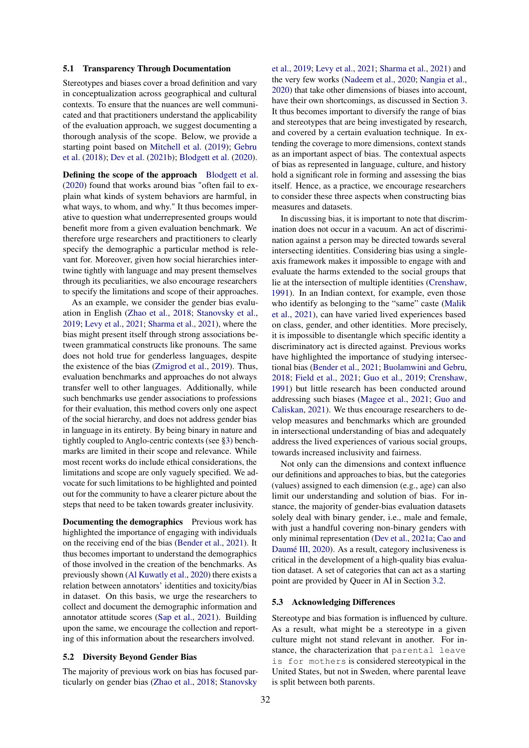### 5.1 Transparency Through Documentation

Stereotypes and biases cover a broad definition and vary in conceptualization across geographical and cultural contexts. To ensure that the nuances are well communicated and that practitioners understand the applicability of the evaluation approach, we suggest documenting a thorough analysis of the scope. Below, we provide a starting point based on Mitchell et al. (2019); Gebru et al. (2018); Dev et al. (2021b); Blodgett et al. (2020).

**Defining the scope of the approach** Blodgett et al. (2020) found that works around bias "often fail to explain what kinds of system behaviors are harmful, in what ways, to whom, and why." It thus becomes imperative to question what underrepresented groups would benefit more from a given evaluation benchmark. We therefore urge researchers and practitioners to clearly specify the demographic a particular method is relevant for. Moreover, given how social hierarchies intertwine tightly with language and may present themselves through its peculiarities, we also encourage researchers to specify the limitations and scope of their approaches.

As an example, we consider the gender bias evaluation in English (Zhao et al., 2018; Stanovsky et al., 2019; Levy et al., 2021; Sharma et al., 2021), where the bias might present itself through strong associations between grammatical constructs like pronouns. The same does not hold true for genderless languages, despite the existence of the bias (Zmigrod et al., 2019). Thus, evaluation benchmarks and approaches do not always transfer well to other languages. Additionally, while such benchmarks use gender associations to professions for their evaluation, this method covers only one aspect of the social hierarchy, and does not address gender bias in language in its entirety. By being binary in nature and tightly coupled to Anglo-centric contexts (see §3) benchmarks are limited in their scope and relevance. While most recent works do include ethical considerations, the limitations and scope are only vaguely specified. We advocate for such limitations to be highlighted and pointed out for the community to have a clearer picture about the steps that need to be taken towards greater inclusivity.

**Documenting the demographics** Previous work has highlighted the importance of engaging with individuals on the receiving end of the bias (Bender et al., 2021). It thus becomes important to understand the demographics of those involved in the creation of the benchmarks. As previously shown (Al Kuwatly et al., 2020) there exists a relation between annotators' identities and toxicity/bias in dataset. On this basis, we urge the researchers to collect and document the demographic information and annotator attitude scores (Sap et al., 2021). Building upon the same, we encourage the collection and reporting of this information about the researchers involved.

### 5.2 Diversity Beyond Gender Bias

The majority of previous work on bias has focused particularly on gender bias (Zhao et al., 2018; Stanovsky et al., 2019; Levy et al., 2021; Sharma et al., 2021) and the very few works (Nadeem et al., 2020; Nangia et al., 2020) that take other dimensions of biases into account, have their own shortcomings, as discussed in Section 3. It thus becomes important to diversify the range of bias and stereotypes that are being investigated by research, and covered by a certain evaluation technique. In extending the coverage to more dimensions, context stands as an important aspect of bias. The contextual aspects of bias as represented in language, culture, and history hold a significant role in forming and assessing the bias itself. Hence, as a practice, we encourage researchers to consider these three aspects when constructing bias measures and datasets.

In discussing bias, it is important to note that discrimination does not occur in a vacuum. An act of discrimination against a person may be directed towards several intersecting identities. Considering bias using a single-axis framework makes it impossible to engage with and evaluate the harms extended to the social groups that lie at the intersection of multiple identities (Crenshaw, 1991). In an Indian context, for example, even those who identify as belonging to the "same" caste (Malik et al., 2021), can have varied lived experiences based on class, gender, and other identities. More precisely, it is impossible to disentangle which specific identity a discriminatory act is directed against. Previous works have highlighted the importance of studying intersectional bias (Bender et al., 2021; Buolamwini and Gebru, 2018; Field et al., 2021; Guo et al., 2019; Crenshaw, 1991) but little research has been conducted around addressing such biases (Magee et al., 2021; Guo and Caliskan, 2021). We thus encourage researchers to develop measures and benchmarks which are grounded in intersectional understanding of bias and adequately address the lived experiences of various social groups, towards increased inclusivity and fairness.

Not only can the dimensions and context influence our definitions and approaches to bias, but the categories (values) assigned to each dimension (e.g., age) can also limit our understanding and solution of bias. For instance, the majority of gender-bias evaluation datasets solely deal with binary gender, i.e., male and female, with just a handful covering non-binary genders with only minimal representation (Dev et al., 2021a; Cao and Daumé III, 2020). As a result, category inclusiveness is critical in the development of a high-quality bias evaluation dataset. A set of categories that can act as a starting point are provided by Queer in AI in Section 3.2.

### 5.3 Acknowledging Differences

Stereotype and bias formation is influenced by culture. As a result, what might be a stereotype in a given culture might not stand relevant in another. For instance, the characterization that `parental leave is for mothers` is considered stereotypical in the United States, but not in Sweden, where parental leave is split between both parents.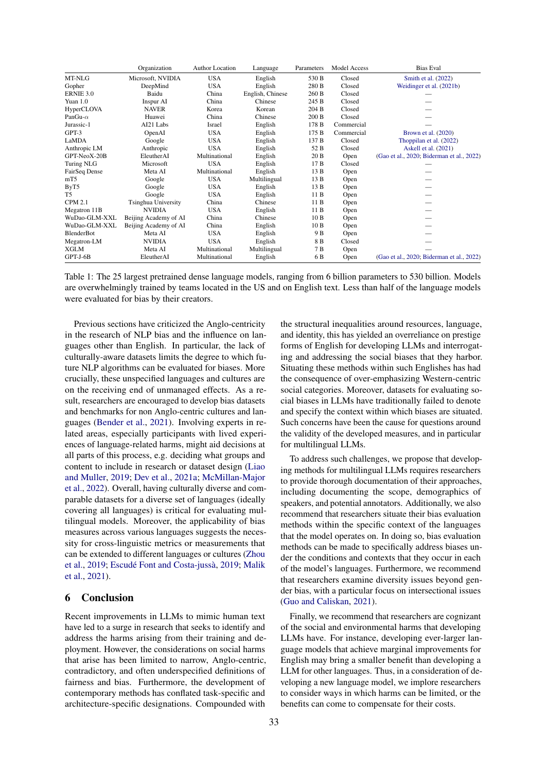| | Organization | Author Location | Language | Parameters | Model Access | Bias Eval |
|---|---|---|---|---|---|---|
| MT-NLG | Microsoft, NVIDIA | USA | English | 530 B | Closed | Smith et al. (2022) |
| Gopher | DeepMind | USA | English | 280 B | Closed | Weidinger et al. (2021b) |
| ERNIE 3.0 | Baidu | China | English, Chinese | 260 B | Closed | — |
| Yuan 1.0 | Inspur AI | China | Chinese | 245 B | Closed | — |
| HyperCLOVA | NAVER | Korea | Korean | 204 B | Closed | — |
| PanGu-$\alpha$ | Huawei | China | Chinese | 200 B | Closed | — |
| Jurassic-1 | AI21 Labs | Israel | English | 178 B | Commercial | — |
| GPT-3 | OpenAI | USA | English | 175 B | Commercial | Brown et al. (2020) |
| LaMDA | Google | USA | English | 137 B | Closed | Thoppilan et al. (2022) |
| Anthropic LM | Anthropic | USA | English | 52 B | Closed | Askell et al. (2021) |
| GPT-NeoX-20B | EleutherAI | Multinational | English | 20 B | Open | (Gao et al., 2020; Biderman et al., 2022) |
| Turing NLG | Microsoft | USA | English | 17 B | Closed | — |
| FairSeq Dense | Meta AI | Multinational | English | 13 B | Open | — |
| mT5 | Google | USA | Multilingual | 13 B | Open | — |
| ByT5 | Google | USA | English | 13 B | Open | — |
| T5 | Google | USA | English | 11 B | Open | — |
| CPM 2.1 | Tsinghua University | China | Chinese | 11 B | Open | — |
| Megatron 11B | NVIDIA | USA | English | 11 B | Open | — |
| WuDao-GLM-XXL | Beijing Academy of AI | China | Chinese | 10 B | Open | — |
| WuDao-GLM-XXL | Beijing Academy of AI | China | English | 10 B | Open | — |
| BlenderBot | Meta AI | USA | English | 9 B | Open | — |
| Megatron-LM | NVIDIA | USA | English | 8 B | Closed | — |
| XGLM | Meta AI | Multinational | Multilingual | 7 B | Open | — |
| GPT-J-6B | EleutherAI | Multinational | English | 6 B | Open | (Gao et al., 2020; Biderman et al., 2022) |

Table 1: The 25 largest pretrained dense language models, ranging from 6 billion parameters to 530 billion. Models are overwhelmingly trained by teams located in the US and on English text. Less than half of the language models were evaluated for bias by their creators.

Previous sections have criticized the Anglo-centricity in the research of NLP bias and the influence on languages other than English. In particular, the lack of culturally-aware datasets limits the degree to which future NLP algorithms can be evaluated for biases. More crucially, these unspecified languages and cultures are on the receiving end of unmanaged effects. As a result, researchers are encouraged to develop bias datasets and benchmarks for non Anglo-centric cultures and languages (Bender et al., 2021). Involving experts in related areas, especially participants with lived experiences of language-related harms, might aid decisions at all parts of this process, e.g. deciding what groups and content to include in research or dataset design (Liao and Muller, 2019; Dev et al., 2021a; McMillan-Major et al., 2022). Overall, having culturally diverse and comparable datasets for a diverse set of languages (ideally covering all languages) is critical for evaluating multilingual models. Moreover, the applicability of bias measures across various languages suggests the necessity for cross-linguistic metrics or measurements that can be extended to different languages or cultures (Zhou et al., 2019; Escudé Font and Costa-jussà, 2019; Malik et al., 2021).

## 6 Conclusion

Recent improvements in LLMs to mimic human text have led to a surge in research that seeks to identify and address the harms arising from their training and deployment. However, the considerations on social harms that arise has been limited to narrow, Anglo-centric, contradictory, and often underspecified definitions of fairness and bias. Furthermore, the development of contemporary methods has conflated task-specific and architecture-specific designations. Compounded with the structural inequalities around resources, language, and identity, this has yielded an overreliance on prestige forms of English for developing LLMs and interrogating and addressing the social biases that they harbor. Situating these methods within such Englishes has had the consequence of over-emphasizing Western-centric social categories. Moreover, datasets for evaluating social biases in LLMs have traditionally failed to denote and specify the context within which biases are situated. Such concerns have been the cause for questions around the validity of the developed measures, and in particular for multilingual LLMs.

To address such challenges, we propose that developing methods for multilingual LLMs requires researchers to provide thorough documentation of their approaches, including documenting the scope, demographics of speakers, and potential annotators. Additionally, we also recommend that researchers situate their bias evaluation methods within the specific context of the languages that the model operates on. In doing so, bias evaluation methods can be made to specifically address biases under the conditions and contexts that they occur in each of the model's languages. Furthermore, we recommend that researchers examine diversity issues beyond gender bias, with a particular focus on intersectional issues (Guo and Caliskan, 2021).

Finally, we recommend that researchers are cognizant of the social and environmental harms that developing LLMs have. For instance, developing ever-larger language models that achieve marginal improvements for English may bring a smaller benefit than developing a LLM for other languages. Thus, in a consideration of developing a new language model, we implore researchers to consider ways in which harms can be limited, or the benefits can come to compensate for their costs.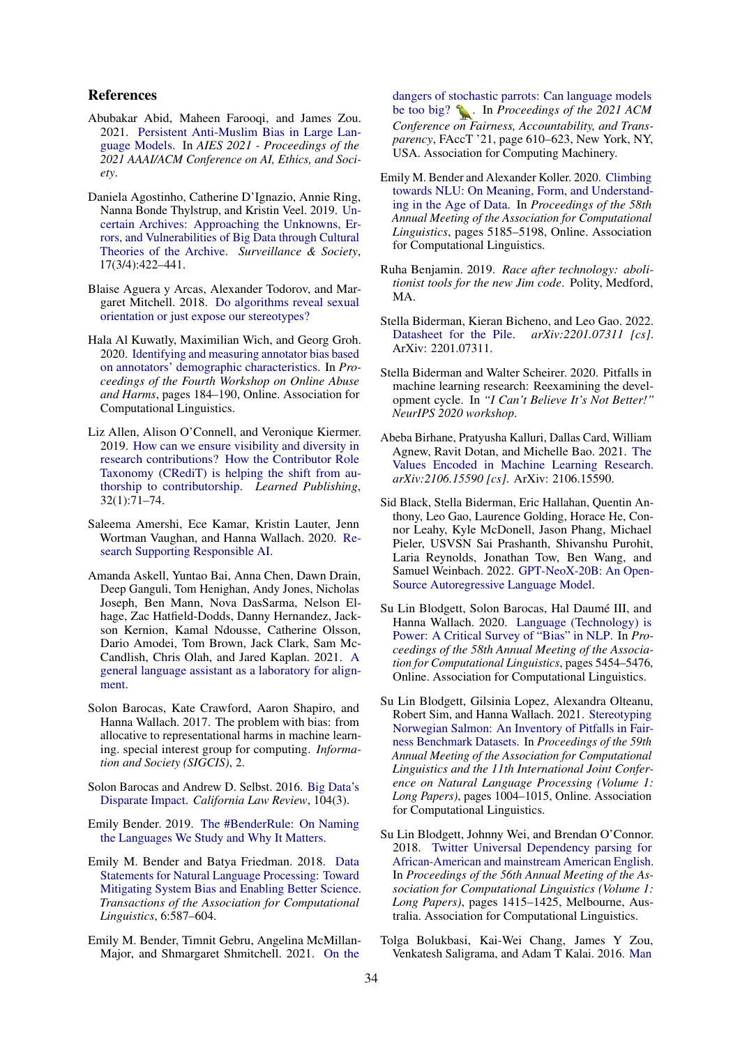## References

Abubakar Abid, Maheen Farooqi, and James Zou. 2021. Persistent Anti-Muslim Bias in Large Language Models. In *AIES 2021 - Proceedings of the 2021 AAAI/ACM Conference on AI, Ethics, and Society*.

Daniela Agostinho, Catherine D'Ignazio, Annie Ring, Nanna Bonde Thylstrup, and Kristin Veel. 2019. Uncertain Archives: Approaching the Unknowns, Errors, and Vulnerabilities of Big Data through Cultural Theories of the Archive. *Surveillance & Society*, 17(3/4):422–441.

Blaise Aguera y Arcas, Alexander Todorov, and Margaret Mitchell. 2018. Do algorithms reveal sexual orientation or just expose our stereotypes?

Hala Al Kuwatly, Maximilian Wich, and Georg Groh. 2020. Identifying and measuring annotator bias based on annotators' demographic characteristics. In *Proceedings of the Fourth Workshop on Online Abuse and Harms*, pages 184–190, Online. Association for Computational Linguistics.

Liz Allen, Alison O'Connell, and Veronique Kiermer. 2019. How can we ensure visibility and diversity in research contributions? How the Contributor Role Taxonomy (CRediT) is helping the shift from authorship to contributorship. *Learned Publishing*, 32(1):71–74.

Saleema Amershi, Ece Kamar, Kristin Lauter, Jenn Wortman Vaughan, and Hanna Wallach. 2020. Research Supporting Responsible AI.

Amanda Askell, Yuntao Bai, Anna Chen, Dawn Drain, Deep Ganguli, Tom Henighan, Andy Jones, Nicholas Joseph, Ben Mann, Nova DasSarma, Nelson Elhage, Zac Hatfield-Dodds, Danny Hernandez, Jackson Kernion, Kamal Ndousse, Catherine Olsson, Dario Amodei, Tom Brown, Jack Clark, Sam McCandlish, Chris Olah, and Jared Kaplan. 2021. A general language assistant as a laboratory for alignment.

Solon Barocas, Kate Crawford, Aaron Shapiro, and Hanna Wallach. 2017. The problem with bias: from allocative to representational harms in machine learning. special interest group for computing. *Information and Society (SIGCIS)*, 2.

Solon Barocas and Andrew D. Selbst. 2016. Big Data's Disparate Impact. *California Law Review*, 104(3).

Emily Bender. 2019. The #BenderRule: On Naming the Languages We Study and Why It Matters.

Emily M. Bender and Batya Friedman. 2018. Data Statements for Natural Language Processing: Toward Mitigating System Bias and Enabling Better Science. *Transactions of the Association for Computational Linguistics*, 6:587–604.

Emily M. Bender, Timnit Gebru, Angelina McMillan-Major, and Shmargaret Shmitchell. 2021. On the dangers of stochastic parrots: Can language models be too big? 🦜. In *Proceedings of the 2021 ACM Conference on Fairness, Accountability, and Transparency*, FAccT '21, page 610–623, New York, NY, USA. Association for Computing Machinery.

Emily M. Bender and Alexander Koller. 2020. Climbing towards NLU: On Meaning, Form, and Understanding in the Age of Data. In *Proceedings of the 58th Annual Meeting of the Association for Computational Linguistics*, pages 5185–5198, Online. Association for Computational Linguistics.

Ruha Benjamin. 2019. *Race after technology: abolitionist tools for the new Jim code*. Polity, Medford, MA.

Stella Biderman, Kieran Bicheno, and Leo Gao. 2022. Datasheet for the Pile. *arXiv:2201.07311 [cs]*. ArXiv: 2201.07311.

Stella Biderman and Walter Scheirer. 2020. Pitfalls in machine learning research: Reexamining the development cycle. In *"I Can't Believe It's Not Better!" NeurIPS 2020 workshop*.

Abeba Birhane, Pratyusha Kalluri, Dallas Card, William Agnew, Ravit Dotan, and Michelle Bao. 2021. The Values Encoded in Machine Learning Research. *arXiv:2106.15590 [cs]*. ArXiv: 2106.15590.

Sid Black, Stella Biderman, Eric Hallahan, Quentin Anthony, Leo Gao, Laurence Golding, Horace He, Connor Leahy, Kyle McDonell, Jason Phang, Michael Pieler, USVSN Sai Prashanth, Shivanshu Purohit, Laria Reynolds, Jonathan Tow, Ben Wang, and Samuel Weinbach. 2022. GPT-NeoX-20B: An Open-Source Autoregressive Language Model.

Su Lin Blodgett, Solon Barocas, Hal Daumé III, and Hanna Wallach. 2020. Language (Technology) is Power: A Critical Survey of "Bias" in NLP. In *Proceedings of the 58th Annual Meeting of the Association for Computational Linguistics*, pages 5454–5476, Online. Association for Computational Linguistics.

Su Lin Blodgett, Gilsinia Lopez, Alexandra Olteanu, Robert Sim, and Hanna Wallach. 2021. Stereotyping Norwegian Salmon: An Inventory of Pitfalls in Fairness Benchmark Datasets. In *Proceedings of the 59th Annual Meeting of the Association for Computational Linguistics and the 11th International Joint Conference on Natural Language Processing (Volume 1: Long Papers)*, pages 1004–1015, Online. Association for Computational Linguistics.

Su Lin Blodgett, Johnny Wei, and Brendan O'Connor. 2018. Twitter Universal Dependency parsing for African-American and mainstream American English. In *Proceedings of the 56th Annual Meeting of the Association for Computational Linguistics (Volume 1: Long Papers)*, pages 1415–1425, Melbourne, Australia. Association for Computational Linguistics.

Tolga Bolukbasi, Kai-Wei Chang, James Y Zou, Venkatesh Saligrama, and Adam T Kalai. 2016. Man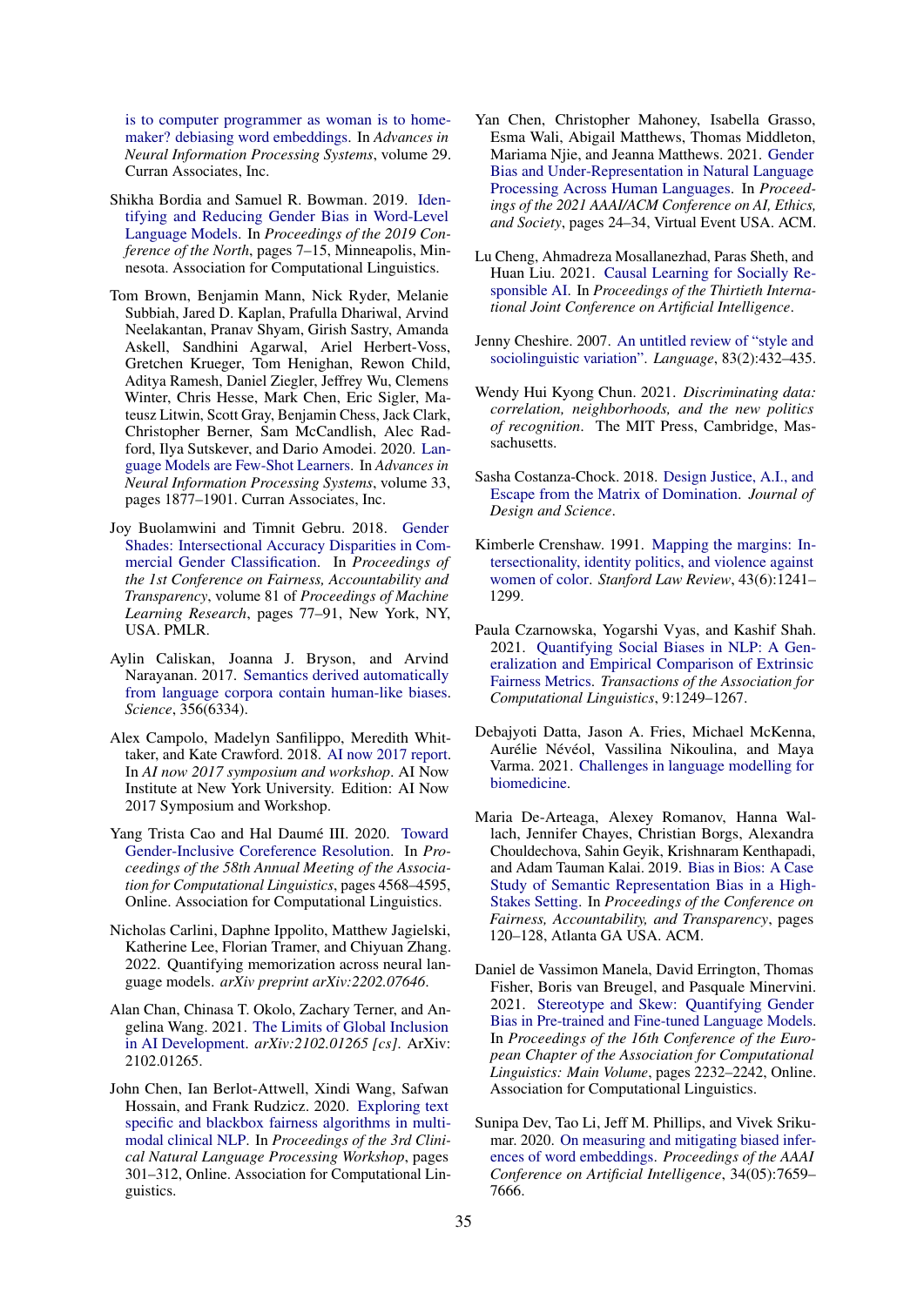is to computer programmer as woman is to homemaker? debiasing word embeddings. In *Advances in Neural Information Processing Systems*, volume 29. Curran Associates, Inc.

Shikha Bordia and Samuel R. Bowman. 2019. Identifying and Reducing Gender Bias in Word-Level Language Models. In *Proceedings of the 2019 Conference of the North*, pages 7–15, Minneapolis, Minnesota. Association for Computational Linguistics.

Tom Brown, Benjamin Mann, Nick Ryder, Melanie Subbiah, Jared D. Kaplan, Prafulla Dhariwal, Arvind Neelakantan, Pranav Shyam, Girish Sastry, Amanda Askell, Sandhini Agarwal, Ariel Herbert-Voss, Gretchen Krueger, Tom Henighan, Rewon Child, Aditya Ramesh, Daniel Ziegler, Jeffrey Wu, Clemens Winter, Chris Hesse, Mark Chen, Eric Sigler, Mateusz Litwin, Scott Gray, Benjamin Chess, Jack Clark, Christopher Berner, Sam McCandlish, Alec Radford, Ilya Sutskever, and Dario Amodei. 2020. Language Models are Few-Shot Learners. In *Advances in Neural Information Processing Systems*, volume 33, pages 1877–1901. Curran Associates, Inc.

Joy Buolamwini and Timnit Gebru. 2018. Gender Shades: Intersectional Accuracy Disparities in Commercial Gender Classification. In *Proceedings of the 1st Conference on Fairness, Accountability and Transparency*, volume 81 of *Proceedings of Machine Learning Research*, pages 77–91, New York, NY, USA. PMLR.

Aylin Caliskan, Joanna J. Bryson, and Arvind Narayanan. 2017. Semantics derived automatically from language corpora contain human-like biases. *Science*, 356(6334).

Alex Campolo, Madelyn Sanfilippo, Meredith Whittaker, and Kate Crawford. 2018. AI now 2017 report. In *AI now 2017 symposium and workshop*. AI Now Institute at New York University. Edition: AI Now 2017 Symposium and Workshop.

Yang Trista Cao and Hal Daumé III. 2020. Toward Gender-Inclusive Coreference Resolution. In *Proceedings of the 58th Annual Meeting of the Association for Computational Linguistics*, pages 4568–4595, Online. Association for Computational Linguistics.

Nicholas Carlini, Daphne Ippolito, Matthew Jagielski, Katherine Lee, Florian Tramer, and Chiyuan Zhang. 2022. Quantifying memorization across neural language models. *arXiv preprint arXiv:2202.07646*.

Alan Chan, Chinasa T. Okolo, Zachary Terner, and Angelina Wang. 2021. The Limits of Global Inclusion in AI Development. *arXiv:2102.01265 [cs]*. ArXiv: 2102.01265.

John Chen, Ian Berlot-Attwell, Xindi Wang, Safwan Hossain, and Frank Rudzicz. 2020. Exploring text specific and blackbox fairness algorithms in multimodal clinical NLP. In *Proceedings of the 3rd Clinical Natural Language Processing Workshop*, pages 301–312, Online. Association for Computational Linguistics.

Yan Chen, Christopher Mahoney, Isabella Grasso, Esma Wali, Abigail Matthews, Thomas Middleton, Mariama Njie, and Jeanna Matthews. 2021. Gender Bias and Under-Representation in Natural Language Processing Across Human Languages. In *Proceedings of the 2021 AAAI/ACM Conference on AI, Ethics, and Society*, pages 24–34, Virtual Event USA. ACM.

Lu Cheng, Ahmadreza Mosallanezhad, Paras Sheth, and Huan Liu. 2021. Causal Learning for Socially Responsible AI. In *Proceedings of the Thirtieth International Joint Conference on Artificial Intelligence*.

Jenny Cheshire. 2007. An untitled review of "style and sociolinguistic variation". *Language*, 83(2):432–435.

Wendy Hui Kyong Chun. 2021. *Discriminating data: correlation, neighborhoods, and the new politics of recognition*. The MIT Press, Cambridge, Massachusetts.

Sasha Costanza-Chock. 2018. Design Justice, A.I., and Escape from the Matrix of Domination. *Journal of Design and Science*.

Kimberle Crenshaw. 1991. Mapping the margins: Intersectionality, identity politics, and violence against women of color. *Stanford Law Review*, 43(6):1241–1299.

Paula Czarnowska, Yogarshi Vyas, and Kashif Shah. 2021. Quantifying Social Biases in NLP: A Generalization and Empirical Comparison of Extrinsic Fairness Metrics. *Transactions of the Association for Computational Linguistics*, 9:1249–1267.

Debajyoti Datta, Jason A. Fries, Michael McKenna, Aurélie Névéol, Vassilina Nikoulina, and Maya Varma. 2021. Challenges in language modelling for biomedicine.

Maria De-Arteaga, Alexey Romanov, Hanna Wallach, Jennifer Chayes, Christian Borgs, Alexandra Chouldechova, Sahin Geyik, Krishnaram Kenthapadi, and Adam Tauman Kalai. 2019. Bias in Bios: A Case Study of Semantic Representation Bias in a High-Stakes Setting. In *Proceedings of the Conference on Fairness, Accountability, and Transparency*, pages 120–128, Atlanta GA USA. ACM.

Daniel de Vassimon Manela, David Errington, Thomas Fisher, Boris van Breugel, and Pasquale Minervini. 2021. Stereotype and Skew: Quantifying Gender Bias in Pre-trained and Fine-tuned Language Models. In *Proceedings of the 16th Conference of the European Chapter of the Association for Computational Linguistics: Main Volume*, pages 2232–2242, Online. Association for Computational Linguistics.

Sunipa Dev, Tao Li, Jeff M. Phillips, and Vivek Srikumar. 2020. On measuring and mitigating biased inferences of word embeddings. *Proceedings of the AAAI Conference on Artificial Intelligence*, 34(05):7659–7666.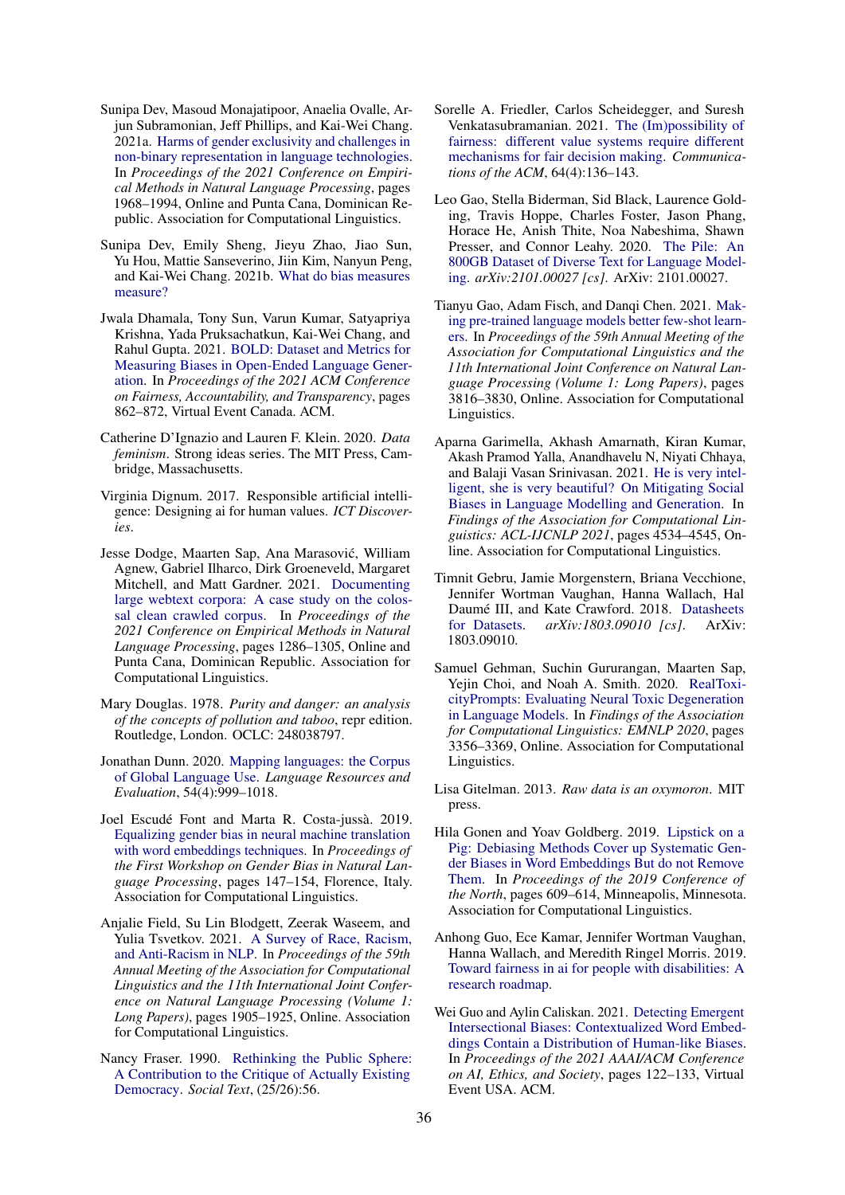Sunipa Dev, Masoud Monajatipoor, Anaelia Ovalle, Arjun Subramonian, Jeff Phillips, and Kai-Wei Chang. 2021a. Harms of gender exclusivity and challenges in non-binary representation in language technologies. In *Proceedings of the 2021 Conference on Empirical Methods in Natural Language Processing*, pages 1968–1994, Online and Punta Cana, Dominican Republic. Association for Computational Linguistics.

Sunipa Dev, Emily Sheng, Jieyu Zhao, Jiao Sun, Yu Hou, Mattie Sanseverino, Jiin Kim, Nanyun Peng, and Kai-Wei Chang. 2021b. What do bias measures measure?

Jwala Dhamala, Tony Sun, Varun Kumar, Satyapriya Krishna, Yada Pruksachatkun, Kai-Wei Chang, and Rahul Gupta. 2021. BOLD: Dataset and Metrics for Measuring Biases in Open-Ended Language Generation. In *Proceedings of the 2021 ACM Conference on Fairness, Accountability, and Transparency*, pages 862–872, Virtual Event Canada. ACM.

Catherine D'Ignazio and Lauren F. Klein. 2020. *Data feminism*. Strong ideas series. The MIT Press, Cambridge, Massachusetts.

Virginia Dignum. 2017. Responsible artificial intelligence: Designing ai for human values. *ICT Discoveries*.

Jesse Dodge, Maarten Sap, Ana Marasović, William Agnew, Gabriel Ilharco, Dirk Groeneveld, Margaret Mitchell, and Matt Gardner. 2021. Documenting large webtext corpora: A case study on the colossal clean crawled corpus. In *Proceedings of the 2021 Conference on Empirical Methods in Natural Language Processing*, pages 1286–1305, Online and Punta Cana, Dominican Republic. Association for Computational Linguistics.

Mary Douglas. 1978. *Purity and danger: an analysis of the concepts of pollution and taboo*, repr edition. Routledge, London. OCLC: 248038797.

Jonathan Dunn. 2020. Mapping languages: the Corpus of Global Language Use. *Language Resources and Evaluation*, 54(4):999–1018.

Joel Escudé Font and Marta R. Costa-jussà. 2019. Equalizing gender bias in neural machine translation with word embeddings techniques. In *Proceedings of the First Workshop on Gender Bias in Natural Language Processing*, pages 147–154, Florence, Italy. Association for Computational Linguistics.

Anjalie Field, Su Lin Blodgett, Zeerak Waseem, and Yulia Tsvetkov. 2021. A Survey of Race, Racism, and Anti-Racism in NLP. In *Proceedings of the 59th Annual Meeting of the Association for Computational Linguistics and the 11th International Joint Conference on Natural Language Processing (Volume 1: Long Papers)*, pages 1905–1925, Online. Association for Computational Linguistics.

Nancy Fraser. 1990. Rethinking the Public Sphere: A Contribution to the Critique of Actually Existing Democracy. *Social Text*, (25/26):56.

Sorelle A. Friedler, Carlos Scheidegger, and Suresh Venkatasubramanian. 2021. The (Im)possibility of fairness: different value systems require different mechanisms for fair decision making. *Communications of the ACM*, 64(4):136–143.

Leo Gao, Stella Biderman, Sid Black, Laurence Golding, Travis Hoppe, Charles Foster, Jason Phang, Horace He, Anish Thite, Noa Nabeshima, Shawn Presser, and Connor Leahy. 2020. The Pile: An 800GB Dataset of Diverse Text for Language Modeling. *arXiv:2101.00027 [cs]*. ArXiv: 2101.00027.

Tianyu Gao, Adam Fisch, and Danqi Chen. 2021. Making pre-trained language models better few-shot learners. In *Proceedings of the 59th Annual Meeting of the Association for Computational Linguistics and the 11th International Joint Conference on Natural Language Processing (Volume 1: Long Papers)*, pages 3816–3830, Online. Association for Computational Linguistics.

Aparna Garimella, Akhash Amarnath, Kiran Kumar, Akash Pramod Yalla, Anandhavelu N, Niyati Chhaya, and Balaji Vasan Srinivasan. 2021. He is very intelligent, she is very beautiful? On Mitigating Social Biases in Language Modelling and Generation. In *Findings of the Association for Computational Linguistics: ACL-IJCNLP 2021*, pages 4534–4545, Online. Association for Computational Linguistics.

Timnit Gebru, Jamie Morgenstern, Briana Vecchione, Jennifer Wortman Vaughan, Hanna Wallach, Hal Daumé III, and Kate Crawford. 2018. Datasheets for Datasets. *arXiv:1803.09010 [cs]*. ArXiv: 1803.09010.

Samuel Gehman, Suchin Gururangan, Maarten Sap, Yejin Choi, and Noah A. Smith. 2020. RealToxicityPrompts: Evaluating Neural Toxic Degeneration in Language Models. In *Findings of the Association for Computational Linguistics: EMNLP 2020*, pages 3356–3369, Online. Association for Computational Linguistics.

Lisa Gitelman. 2013. *Raw data is an oxymoron*. MIT press.

Hila Gonen and Yoav Goldberg. 2019. Lipstick on a Pig: Debiasing Methods Cover up Systematic Gender Biases in Word Embeddings But do not Remove Them. In *Proceedings of the 2019 Conference of the North*, pages 609–614, Minneapolis, Minnesota. Association for Computational Linguistics.

Anhong Guo, Ece Kamar, Jennifer Wortman Vaughan, Hanna Wallach, and Meredith Ringel Morris. 2019. Toward fairness in ai for people with disabilities: A research roadmap.

Wei Guo and Aylin Caliskan. 2021. Detecting Emergent Intersectional Biases: Contextualized Word Embeddings Contain a Distribution of Human-like Biases. In *Proceedings of the 2021 AAAI/ACM Conference on AI, Ethics, and Society*, pages 122–133, Virtual Event USA. ACM.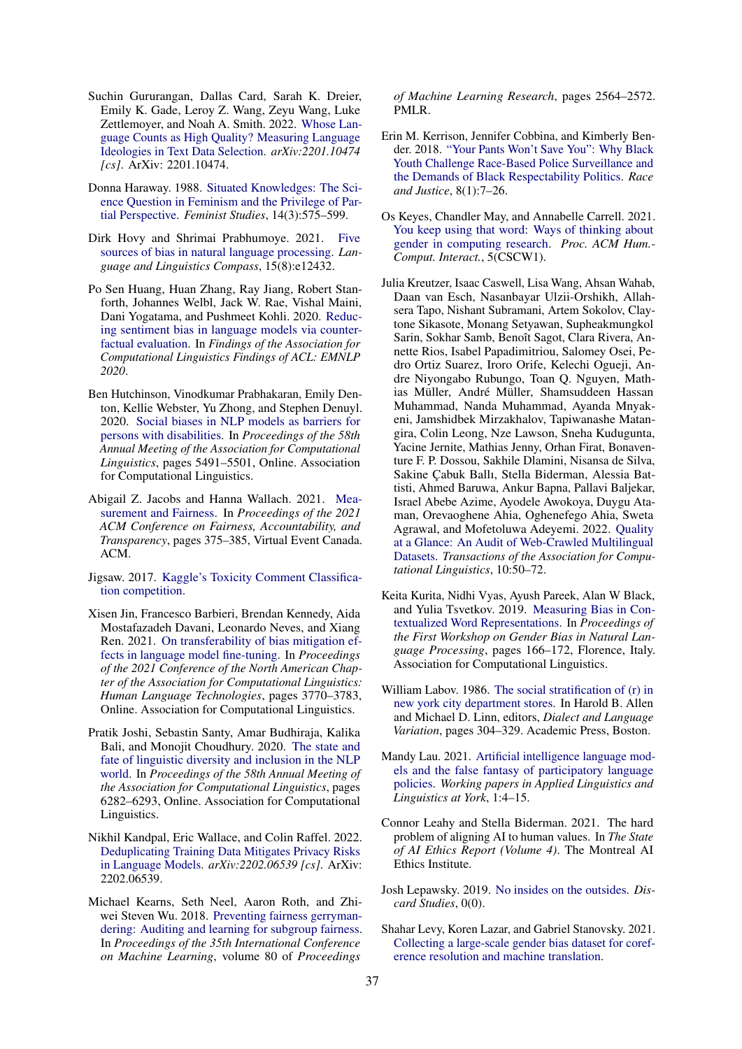Suchin Gururangan, Dallas Card, Sarah K. Dreier, Emily K. Gade, Leroy Z. Wang, Zeyu Wang, Luke Zettlemoyer, and Noah A. Smith. 2022. Whose Language Counts as High Quality? Measuring Language Ideologies in Text Data Selection. *arXiv:2201.10474 [cs]*. ArXiv: 2201.10474.

Donna Haraway. 1988. Situated Knowledges: The Science Question in Feminism and the Privilege of Partial Perspective. *Feminist Studies*, 14(3):575–599.

Dirk Hovy and Shrimai Prabhumoye. 2021. Five sources of bias in natural language processing. *Language and Linguistics Compass*, 15(8):e12432.

Po Sen Huang, Huan Zhang, Ray Jiang, Robert Stanforth, Johannes Welbl, Jack W. Rae, Vishal Maini, Dani Yogatama, and Pushmeet Kohli. 2020. Reducing sentiment bias in language models via counterfactual evaluation. In *Findings of the Association for Computational Linguistics Findings of ACL: EMNLP 2020*.

Ben Hutchinson, Vinodkumar Prabhakaran, Emily Denton, Kellie Webster, Yu Zhong, and Stephen Denuyl. 2020. Social biases in NLP models as barriers for persons with disabilities. In *Proceedings of the 58th Annual Meeting of the Association for Computational Linguistics*, pages 5491–5501, Online. Association for Computational Linguistics.

Abigail Z. Jacobs and Hanna Wallach. 2021. Measurement and Fairness. In *Proceedings of the 2021 ACM Conference on Fairness, Accountability, and Transparency*, pages 375–385, Virtual Event Canada. ACM.

Jigsaw. 2017. Kaggle's Toxicity Comment Classification competition.

Xisen Jin, Francesco Barbieri, Brendan Kennedy, Aida Mostafazadeh Davani, Leonardo Neves, and Xiang Ren. 2021. On transferability of bias mitigation effects in language model fine-tuning. In *Proceedings of the 2021 Conference of the North American Chapter of the Association for Computational Linguistics: Human Language Technologies*, pages 3770–3783, Online. Association for Computational Linguistics.

Pratik Joshi, Sebastin Santy, Amar Budhiraja, Kalika Bali, and Monojit Choudhury. 2020. The state and fate of linguistic diversity and inclusion in the NLP world. In *Proceedings of the 58th Annual Meeting of the Association for Computational Linguistics*, pages 6282–6293, Online. Association for Computational Linguistics.

Nikhil Kandpal, Eric Wallace, and Colin Raffel. 2022. Deduplicating Training Data Mitigates Privacy Risks in Language Models. *arXiv:2202.06539 [cs]*. ArXiv: 2202.06539.

Michael Kearns, Seth Neel, Aaron Roth, and Zhiwei Steven Wu. 2018. Preventing fairness gerrymandering: Auditing and learning for subgroup fairness. In *Proceedings of the 35th International Conference on Machine Learning*, volume 80 of *Proceedings of Machine Learning Research*, pages 2564–2572. PMLR.

Erin M. Kerrison, Jennifer Cobbina, and Kimberly Bender. 2018. "Your Pants Won't Save You": Why Black Youth Challenge Race-Based Police Surveillance and the Demands of Black Respectability Politics. *Race and Justice*, 8(1):7–26.

Os Keyes, Chandler May, and Annabelle Carrell. 2021. You keep using that word: Ways of thinking about gender in computing research. *Proc. ACM Hum.-Comput. Interact.*, 5(CSCW1).

Julia Kreutzer, Isaac Caswell, Lisa Wang, Ahsan Wahab, Daan van Esch, Nasanbayar Ulzii-Orshikh, Allahsera Tapo, Nishant Subramani, Artem Sokolov, Claytone Sikasote, Monang Setyawan, Supheakmungkol Sarin, Sokhar Samb, Benoît Sagot, Clara Rivera, Annette Rios, Isabel Papadimitriou, Salomey Osei, Pedro Ortiz Suarez, Iroro Orife, Kelechi Ogueji, Andre Niyongabo Rubungo, Toan Q. Nguyen, Mathias Müller, André Müller, Shamsuddeen Hassan Muhammad, Nanda Muhammad, Ayanda Mnyakeni, Jamshidbek Mirzakhalov, Tapiwanashe Matangira, Colin Leong, Nze Lawson, Sneha Kudugunta, Yacine Jernite, Mathias Jenny, Orhan Firat, Bonaventure F. P. Dossou, Sakhile Dlamini, Nisansa de Silva, Sakine Çabuk Ballı, Stella Biderman, Alessia Battisti, Ahmed Baruwa, Ankur Bapna, Pallavi Baljekar, Israel Abebe Azime, Ayodele Awokoya, Duygu Ataman, Orevaoghene Ahia, Oghenefego Ahia, Sweta Agrawal, and Mofetoluwa Adeyemi. 2022. Quality at a Glance: An Audit of Web-Crawled Multilingual Datasets. *Transactions of the Association for Computational Linguistics*, 10:50–72.

Keita Kurita, Nidhi Vyas, Ayush Pareek, Alan W Black, and Yulia Tsvetkov. 2019. Measuring Bias in Contextualized Word Representations. In *Proceedings of the First Workshop on Gender Bias in Natural Language Processing*, pages 166–172, Florence, Italy. Association for Computational Linguistics.

William Labov. 1986. The social stratification of (r) in new york city department stores. In Harold B. Allen and Michael D. Linn, editors, *Dialect and Language Variation*, pages 304–329. Academic Press, Boston.

Mandy Lau. 2021. Artificial intelligence language models and the false fantasy of participatory language policies. *Working papers in Applied Linguistics and Linguistics at York*, 1:4–15.

Connor Leahy and Stella Biderman. 2021. The hard problem of aligning AI to human values. In *The State of AI Ethics Report (Volume 4)*. The Montreal AI Ethics Institute.

Josh Lepawsky. 2019. No insides on the outsides. *Discard Studies*, 0(0).

Shahar Levy, Koren Lazar, and Gabriel Stanovsky. 2021. Collecting a large-scale gender bias dataset for coreference resolution and machine translation.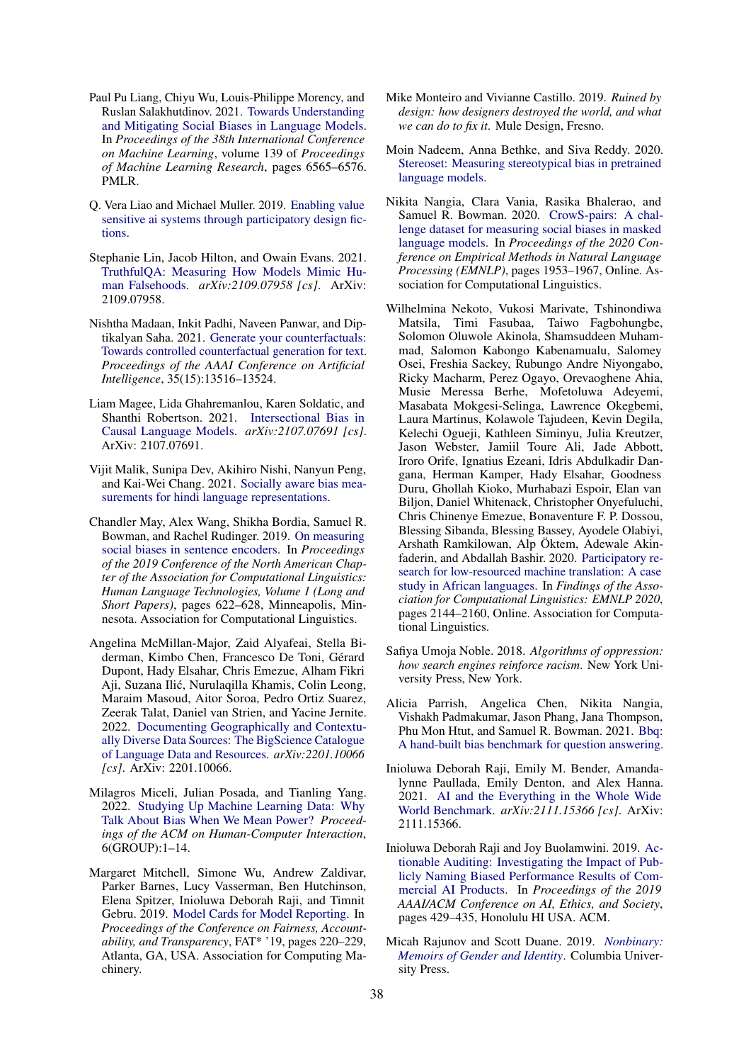Paul Pu Liang, Chiyu Wu, Louis-Philippe Morency, and Ruslan Salakhutdinov. 2021. Towards Understanding and Mitigating Social Biases in Language Models. In *Proceedings of the 38th International Conference on Machine Learning*, volume 139 of *Proceedings of Machine Learning Research*, pages 6565–6576. PMLR.

Q. Vera Liao and Michael Muller. 2019. Enabling value sensitive ai systems through participatory design fictions.

Stephanie Lin, Jacob Hilton, and Owain Evans. 2021. TruthfulQA: Measuring How Models Mimic Human Falsehoods. *arXiv:2109.07958 [cs]*. ArXiv: 2109.07958.

Nishtha Madaan, Inkit Padhi, Naveen Panwar, and Diptikalyan Saha. 2021. Generate your counterfactuals: Towards controlled counterfactual generation for text. *Proceedings of the AAAI Conference on Artificial Intelligence*, 35(15):13516–13524.

Liam Magee, Lida Ghahremanlou, Karen Soldatic, and Shanthi Robertson. 2021. Intersectional Bias in Causal Language Models. *arXiv:2107.07691 [cs]*. ArXiv: 2107.07691.

Vijit Malik, Sunipa Dev, Akihiro Nishi, Nanyun Peng, and Kai-Wei Chang. 2021. Socially aware bias measurements for hindi language representations.

Chandler May, Alex Wang, Shikha Bordia, Samuel R. Bowman, and Rachel Rudinger. 2019. On measuring social biases in sentence encoders. In *Proceedings of the 2019 Conference of the North American Chapter of the Association for Computational Linguistics: Human Language Technologies, Volume 1 (Long and Short Papers)*, pages 622–628, Minneapolis, Minnesota. Association for Computational Linguistics.

Angelina McMillan-Major, Zaid Alyafeai, Stella Biderman, Kimbo Chen, Francesco De Toni, Gérard Dupont, Hady Elsahar, Chris Emezue, Alham Fikri Aji, Suzana Ilić, Nurulaqilla Khamis, Colin Leong, Maraim Masoud, Aitor Soroa, Pedro Ortiz Suarez, Zeerak Talat, Daniel van Strien, and Yacine Jernite. 2022. Documenting Geographically and Contextually Diverse Data Sources: The BigScience Catalogue of Language Data and Resources. *arXiv:2201.10066 [cs]*. ArXiv: 2201.10066.

Milagros Miceli, Julian Posada, and Tianling Yang. 2022. Studying Up Machine Learning Data: Why Talk About Bias When We Mean Power? *Proceedings of the ACM on Human-Computer Interaction*, 6(GROUP):1–14.

Margaret Mitchell, Simone Wu, Andrew Zaldivar, Parker Barnes, Lucy Vasserman, Ben Hutchinson, Elena Spitzer, Inioluwa Deborah Raji, and Timnit Gebru. 2019. Model Cards for Model Reporting. In *Proceedings of the Conference on Fairness, Accountability, and Transparency*, FAT* '19, pages 220–229, Atlanta, GA, USA. Association for Computing Machinery.

Mike Monteiro and Vivianne Castillo. 2019. *Ruined by design: how designers destroyed the world, and what we can do to fix it*. Mule Design, Fresno.

Moin Nadeem, Anna Bethke, and Siva Reddy. 2020. Stereoset: Measuring stereotypical bias in pretrained language models.

Nikita Nangia, Clara Vania, Rasika Bhalerao, and Samuel R. Bowman. 2020. CrowS-pairs: A challenge dataset for measuring social biases in masked language models. In *Proceedings of the 2020 Conference on Empirical Methods in Natural Language Processing (EMNLP)*, pages 1953–1967, Online. Association for Computational Linguistics.

Wilhelmina Nekoto, Vukosi Marivate, Tshinondiwa Matsila, Timi Fasubaa, Taiwo Fagbohungbe, Solomon Oluwole Akinola, Shamsuddeen Muhammad, Salomon Kabongo Kabenamualu, Salomey Osei, Freshia Sackey, Rubungo Andre Niyongabo, Ricky Macharm, Perez Ogayo, Orevaoghene Ahia, Musie Meressa Berhe, Mofetoluwa Adeyemi, Masabata Mokgesi-Selinga, Lawrence Okegbemi, Laura Martinus, Kolawole Tajudeen, Kevin Degila, Kelechi Ogueji, Kathleen Siminyu, Julia Kreutzer, Jason Webster, Jamiil Toure Ali, Jade Abbott, Iroro Orife, Ignatius Ezeani, Idris Abdulkadir Dangana, Herman Kamper, Hady Elsahar, Goodness Duru, Ghollah Kioko, Murhabazi Espoir, Elan van Biljon, Daniel Whitenack, Christopher Onyefuluchi, Chris Chinenye Emezue, Bonaventure F. P. Dossou, Blessing Sibanda, Blessing Bassey, Ayodele Olabiyi, Arshath Ramkilowan, Alp Öktem, Adewale Akinfaderin, and Abdallah Bashir. 2020. Participatory research for low-resourced machine translation: A case study in African languages. In *Findings of the Association for Computational Linguistics: EMNLP 2020*, pages 2144–2160, Online. Association for Computational Linguistics.

Safiya Umoja Noble. 2018. *Algorithms of oppression: how search engines reinforce racism*. New York University Press, New York.

Alicia Parrish, Angelica Chen, Nikita Nangia, Vishakh Padmakumar, Jason Phang, Jana Thompson, Phu Mon Htut, and Samuel R. Bowman. 2021. Bbq: A hand-built bias benchmark for question answering.

Inioluwa Deborah Raji, Emily M. Bender, Amandalynne Paullada, Emily Denton, and Alex Hanna. 2021. AI and the Everything in the Whole Wide World Benchmark. *arXiv:2111.15366 [cs]*. ArXiv: 2111.15366.

Inioluwa Deborah Raji and Joy Buolamwini. 2019. Actionable Auditing: Investigating the Impact of Publicly Naming Biased Performance Results of Commercial AI Products. In *Proceedings of the 2019 AAAI/ACM Conference on AI, Ethics, and Society*, pages 429–435, Honolulu HI USA. ACM.

Micah Rajunov and Scott Duane. 2019. *Nonbinary: Memoirs of Gender and Identity*. Columbia University Press.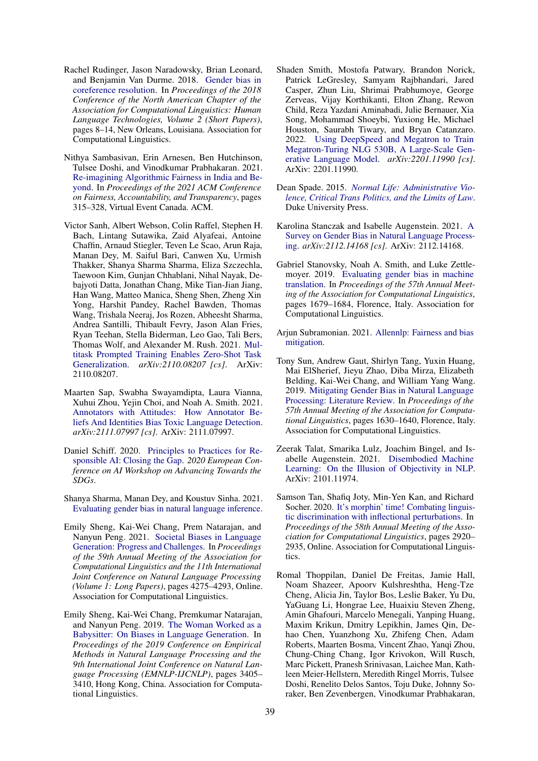Rachel Rudinger, Jason Naradowsky, Brian Leonard, and Benjamin Van Durme. 2018. Gender bias in coreference resolution. In *Proceedings of the 2018 Conference of the North American Chapter of the Association for Computational Linguistics: Human Language Technologies, Volume 2 (Short Papers)*, pages 8–14, New Orleans, Louisiana. Association for Computational Linguistics.

Nithya Sambasivan, Erin Arnesen, Ben Hutchinson, Tulsee Doshi, and Vinodkumar Prabhakaran. 2021. Re-imagining Algorithmic Fairness in India and Beyond. In *Proceedings of the 2021 ACM Conference on Fairness, Accountability, and Transparency*, pages 315–328, Virtual Event Canada. ACM.

Victor Sanh, Albert Webson, Colin Raffel, Stephen H. Bach, Lintang Sutawika, Zaid Alyafeai, Antoine Chaffin, Arnaud Stiegler, Teven Le Scao, Arun Raja, Manan Dey, M. Saiful Bari, Canwen Xu, Urmish Thakker, Shanya Sharma Sharma, Eliza Szczechla, Taewoon Kim, Gunjan Chhablani, Nihal Nayak, Debajyoti Datta, Jonathan Chang, Mike Tian-Jian Jiang, Han Wang, Matteo Manica, Sheng Shen, Zheng Xin Yong, Harshit Pandey, Rachel Bawden, Thomas Wang, Trishala Neeraj, Jos Rozen, Abheesht Sharma, Andrea Santilli, Thibault Fevry, Jason Alan Fries, Ryan Teehan, Stella Biderman, Leo Gao, Tali Bers, Thomas Wolf, and Alexander M. Rush. 2021. Multitask Prompted Training Enables Zero-Shot Task Generalization. *arXiv:2110.08207 [cs]*. ArXiv: 2110.08207.

Maarten Sap, Swabha Swayamdipta, Laura Vianna, Xuhui Zhou, Yejin Choi, and Noah A. Smith. 2021. Annotators with Attitudes: How Annotator Beliefs And Identities Bias Toxic Language Detection. *arXiv:2111.07997 [cs]*. ArXiv: 2111.07997.

Daniel Schiff. 2020. Principles to Practices for Responsible AI: Closing the Gap. *2020 European Conference on AI Workshop on Advancing Towards the SDGs*.

Shanya Sharma, Manan Dey, and Koustuv Sinha. 2021. Evaluating gender bias in natural language inference.

Emily Sheng, Kai-Wei Chang, Prem Natarajan, and Nanyun Peng. 2021. Societal Biases in Language Generation: Progress and Challenges. In *Proceedings of the 59th Annual Meeting of the Association for Computational Linguistics and the 11th International Joint Conference on Natural Language Processing (Volume 1: Long Papers)*, pages 4275–4293, Online. Association for Computational Linguistics.

Emily Sheng, Kai-Wei Chang, Premkumar Natarajan, and Nanyun Peng. 2019. The Woman Worked as a Babysitter: On Biases in Language Generation. In *Proceedings of the 2019 Conference on Empirical Methods in Natural Language Processing and the 9th International Joint Conference on Natural Language Processing (EMNLP-IJCNLP)*, pages 3405–3410, Hong Kong, China. Association for Computational Linguistics.

Shaden Smith, Mostofa Patwary, Brandon Norick, Patrick LeGresley, Samyam Rajbhandari, Jared Casper, Zhun Liu, Shrimai Prabhumoye, George Zerveas, Vijay Korthikanti, Elton Zhang, Rewon Child, Reza Yazdani Aminabadi, Julie Bernauer, Xia Song, Mohammad Shoeybi, Yuxiong He, Michael Houston, Saurabh Tiwary, and Bryan Catanzaro. 2022. Using DeepSpeed and Megatron to Train Megatron-Turing NLG 530B, A Large-Scale Generative Language Model. *arXiv:2201.11990 [cs]*. ArXiv: 2201.11990.

Dean Spade. 2015. *Normal Life: Administrative Violence, Critical Trans Politics, and the Limits of Law*. Duke University Press.

Karolina Stanczak and Isabelle Augenstein. 2021. A Survey on Gender Bias in Natural Language Processing. *arXiv:2112.14168 [cs]*. ArXiv: 2112.14168.

Gabriel Stanovsky, Noah A. Smith, and Luke Zettlemoyer. 2019. Evaluating gender bias in machine translation. In *Proceedings of the 57th Annual Meeting of the Association for Computational Linguistics*, pages 1679–1684, Florence, Italy. Association for Computational Linguistics.

Arjun Subramonian. 2021. Allennlp: Fairness and bias mitigation.

Tony Sun, Andrew Gaut, Shirlyn Tang, Yuxin Huang, Mai ElSherief, Jieyu Zhao, Diba Mirza, Elizabeth Belding, Kai-Wei Chang, and William Yang Wang. 2019. Mitigating Gender Bias in Natural Language Processing: Literature Review. In *Proceedings of the 57th Annual Meeting of the Association for Computational Linguistics*, pages 1630–1640, Florence, Italy. Association for Computational Linguistics.

Zeerak Talat, Smarika Lulz, Joachim Bingel, and Isabelle Augenstein. 2021. Disembodied Machine Learning: On the Illusion of Objectivity in NLP. ArXiv: 2101.11974.

Samson Tan, Shafiq Joty, Min-Yen Kan, and Richard Socher. 2020. It's morphin' time! Combating linguistic discrimination with inflectional perturbations. In *Proceedings of the 58th Annual Meeting of the Association for Computational Linguistics*, pages 2920–2935, Online. Association for Computational Linguistics.

Romal Thoppilan, Daniel De Freitas, Jamie Hall, Noam Shazeer, Apoorv Kulshreshtha, Heng-Tze Cheng, Alicia Jin, Taylor Bos, Leslie Baker, Yu Du, YaGuang Li, Hongrae Lee, Huaixiu Steven Zheng, Amin Ghafouri, Marcelo Menegali, Yanping Huang, Maxim Krikun, Dmitry Lepikhin, James Qin, Dehao Chen, Yuanzhong Xu, Zhifeng Chen, Adam Roberts, Maarten Bosma, Vincent Zhao, Yanqi Zhou, Chung-Ching Chang, Igor Krivokon, Will Rusch, Marc Pickett, Pranesh Srinivasan, Laichee Man, Kathleen Meier-Hellstern, Meredith Ringel Morris, Tulsee Doshi, Renelito Delos Santos, Toju Duke, Johnny Soraker, Ben Zevenbergen, Vinodkumar Prabhakaran,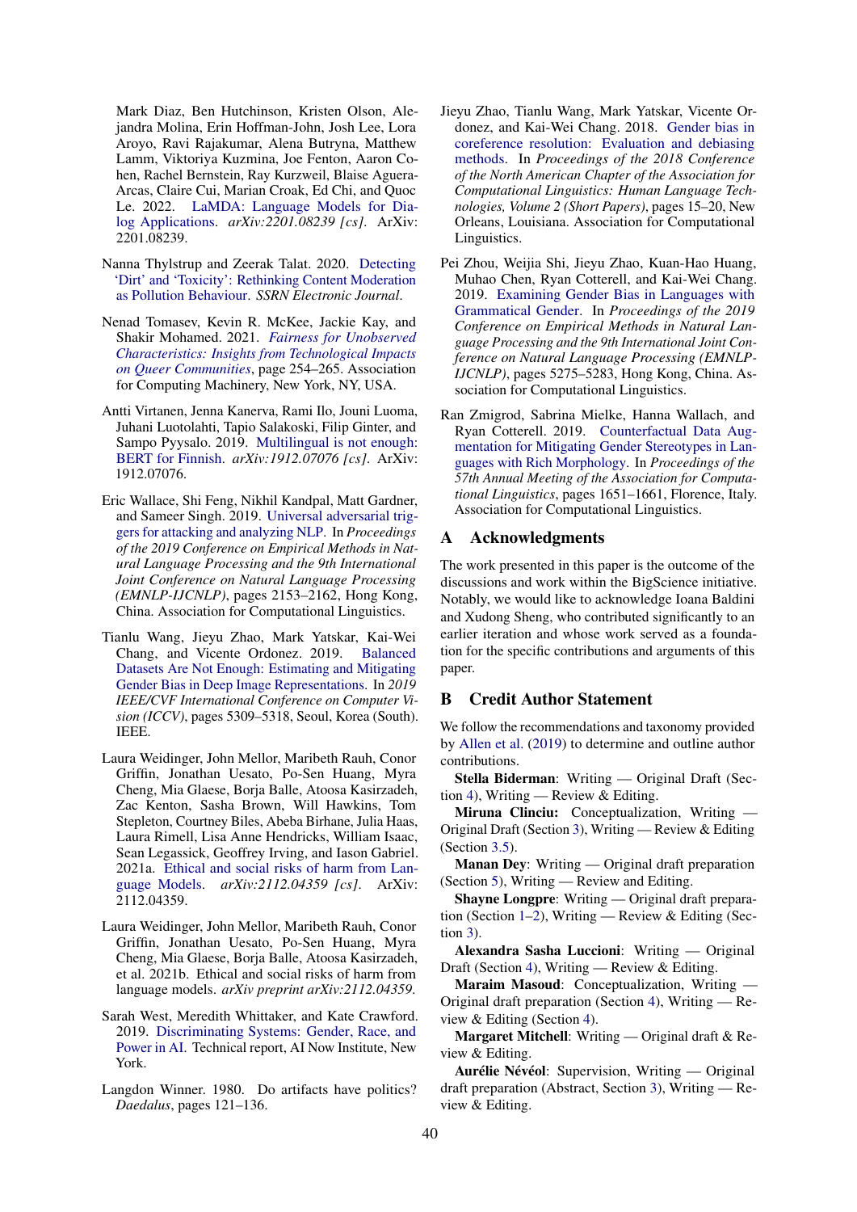Mark Diaz, Ben Hutchinson, Kristen Olson, Alejandra Molina, Erin Hoffman-John, Josh Lee, Lora Aroyo, Ravi Rajakumar, Alena Butryna, Matthew Lamm, Viktoriya Kuzmina, Joe Fenton, Aaron Cohen, Rachel Bernstein, Ray Kurzweil, Blaise Aguera-Arcas, Claire Cui, Marian Croak, Ed Chi, and Quoc Le. 2022. LaMDA: Language Models for Dialog Applications. *arXiv:2201.08239 [cs]*. ArXiv: 2201.08239.

Nanna Thylstrup and Zeerak Talat. 2020. Detecting 'Dirt' and 'Toxicity': Rethinking Content Moderation as Pollution Behaviour. *SSRN Electronic Journal*.

Nenad Tomasev, Kevin R. McKee, Jackie Kay, and Shakir Mohamed. 2021. *Fairness for Unobserved Characteristics: Insights from Technological Impacts on Queer Communities*, page 254–265. Association for Computing Machinery, New York, NY, USA.

Antti Virtanen, Jenna Kanerva, Rami Ilo, Jouni Luoma, Juhani Luotolahti, Tapio Salakoski, Filip Ginter, and Sampo Pyysalo. 2019. Multilingual is not enough: BERT for Finnish. *arXiv:1912.07076 [cs]*. ArXiv: 1912.07076.

Eric Wallace, Shi Feng, Nikhil Kandpal, Matt Gardner, and Sameer Singh. 2019. Universal adversarial triggers for attacking and analyzing NLP. In *Proceedings of the 2019 Conference on Empirical Methods in Natural Language Processing and the 9th International Joint Conference on Natural Language Processing (EMNLP-IJCNLP)*, pages 2153–2162, Hong Kong, China. Association for Computational Linguistics.

Tianlu Wang, Jieyu Zhao, Mark Yatskar, Kai-Wei Chang, and Vicente Ordonez. 2019. Balanced Datasets Are Not Enough: Estimating and Mitigating Gender Bias in Deep Image Representations. In *2019 IEEE/CVF International Conference on Computer Vision (ICCV)*, pages 5309–5318, Seoul, Korea (South). IEEE.

Laura Weidinger, John Mellor, Maribeth Rauh, Conor Griffin, Jonathan Uesato, Po-Sen Huang, Myra Cheng, Mia Glaese, Borja Balle, Atoosa Kasirzadeh, Zac Kenton, Sasha Brown, Will Hawkins, Tom Stepleton, Courtney Biles, Abeba Birhane, Julia Haas, Laura Rimell, Lisa Anne Hendricks, William Isaac, Sean Legassick, Geoffrey Irving, and Iason Gabriel. 2021a. Ethical and social risks of harm from Language Models. *arXiv:2112.04359 [cs]*. ArXiv: 2112.04359.

Laura Weidinger, John Mellor, Maribeth Rauh, Conor Griffin, Jonathan Uesato, Po-Sen Huang, Myra Cheng, Mia Glaese, Borja Balle, Atoosa Kasirzadeh, et al. 2021b. Ethical and social risks of harm from language models. *arXiv preprint arXiv:2112.04359*.

Sarah West, Meredith Whittaker, and Kate Crawford. 2019. Discriminating Systems: Gender, Race, and Power in AI. Technical report, AI Now Institute, New York.

Langdon Winner. 1980. Do artifacts have politics? *Daedalus*, pages 121–136.

Jieyu Zhao, Tianlu Wang, Mark Yatskar, Vicente Ordonez, and Kai-Wei Chang. 2018. Gender bias in coreference resolution: Evaluation and debiasing methods. In *Proceedings of the 2018 Conference of the North American Chapter of the Association for Computational Linguistics: Human Language Technologies, Volume 2 (Short Papers)*, pages 15–20, New Orleans, Louisiana. Association for Computational Linguistics.

Pei Zhou, Weijia Shi, Jieyu Zhao, Kuan-Hao Huang, Muhao Chen, Ryan Cotterell, and Kai-Wei Chang. 2019. Examining Gender Bias in Languages with Grammatical Gender. In *Proceedings of the 2019 Conference on Empirical Methods in Natural Language Processing and the 9th International Joint Conference on Natural Language Processing (EMNLP-IJCNLP)*, pages 5275–5283, Hong Kong, China. Association for Computational Linguistics.

Ran Zmigrod, Sabrina Mielke, Hanna Wallach, and Ryan Cotterell. 2019. Counterfactual Data Augmentation for Mitigating Gender Stereotypes in Languages with Rich Morphology. In *Proceedings of the 57th Annual Meeting of the Association for Computational Linguistics*, pages 1651–1661, Florence, Italy. Association for Computational Linguistics.

## A Acknowledgments

The work presented in this paper is the outcome of the discussions and work within the BigScience initiative. Notably, we would like to acknowledge Ioana Baldini and Xudong Sheng, who contributed significantly to an earlier iteration and whose work served as a foundation for the specific contributions and arguments of this paper.

## B Credit Author Statement

We follow the recommendations and taxonomy provided by Allen et al. (2019) to determine and outline author contributions.

**Stella Biderman**: Writing — Original Draft (Section 4), Writing — Review & Editing.

**Miruna Clinciu:** Conceptualization, Writing — Original Draft (Section 3), Writing — Review & Editing (Section 3.5).

**Manan Dey**: Writing — Original draft preparation (Section 5), Writing — Review and Editing.

**Shayne Longpre**: Writing — Original draft preparation (Section 1–2), Writing — Review & Editing (Section 3).

**Alexandra Sasha Luccioni**: Writing — Original Draft (Section 4), Writing — Review & Editing.

**Maraim Masoud**: Conceptualization, Writing — Original draft preparation (Section 4), Writing — Review & Editing (Section 4).

**Margaret Mitchell**: Writing — Original draft & Review & Editing.

**Aurélie Névéol**: Supervision, Writing — Original draft preparation (Abstract, Section 3), Writing — Review & Editing.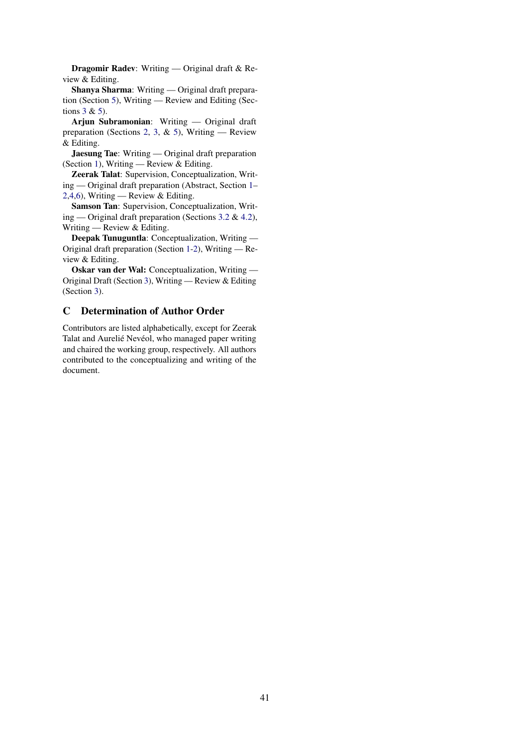**Dragomir Radev**: Writing — Original draft & Review & Editing.

**Shanya Sharma**: Writing — Original draft preparation (Section 5), Writing — Review and Editing (Sections 3 & 5).

**Arjun Subramonian**: Writing — Original draft preparation (Sections 2, 3, & 5), Writing — Review & Editing.

**Jaesung Tae**: Writing — Original draft preparation (Section 1), Writing — Review & Editing.

**Zeerak Talat**: Supervision, Conceptualization, Writing — Original draft preparation (Abstract, Section 1–2,4,6), Writing — Review & Editing.

**Samson Tan**: Supervision, Conceptualization, Writing — Original draft preparation (Sections 3.2 & 4.2), Writing — Review & Editing.

**Deepak Tunuguntla**: Conceptualization, Writing — Original draft preparation (Section 1-2), Writing — Review & Editing.

**Oskar van der Wal:** Conceptualization, Writing — Original Draft (Section 3), Writing — Review & Editing (Section 3).

## C Determination of Author Order

Contributors are listed alphabetically, except for Zeerak Talat and Aurelié Nevéol, who managed paper writing and chaired the working group, respectively. All authors contributed to the conceptualizing and writing of the document.